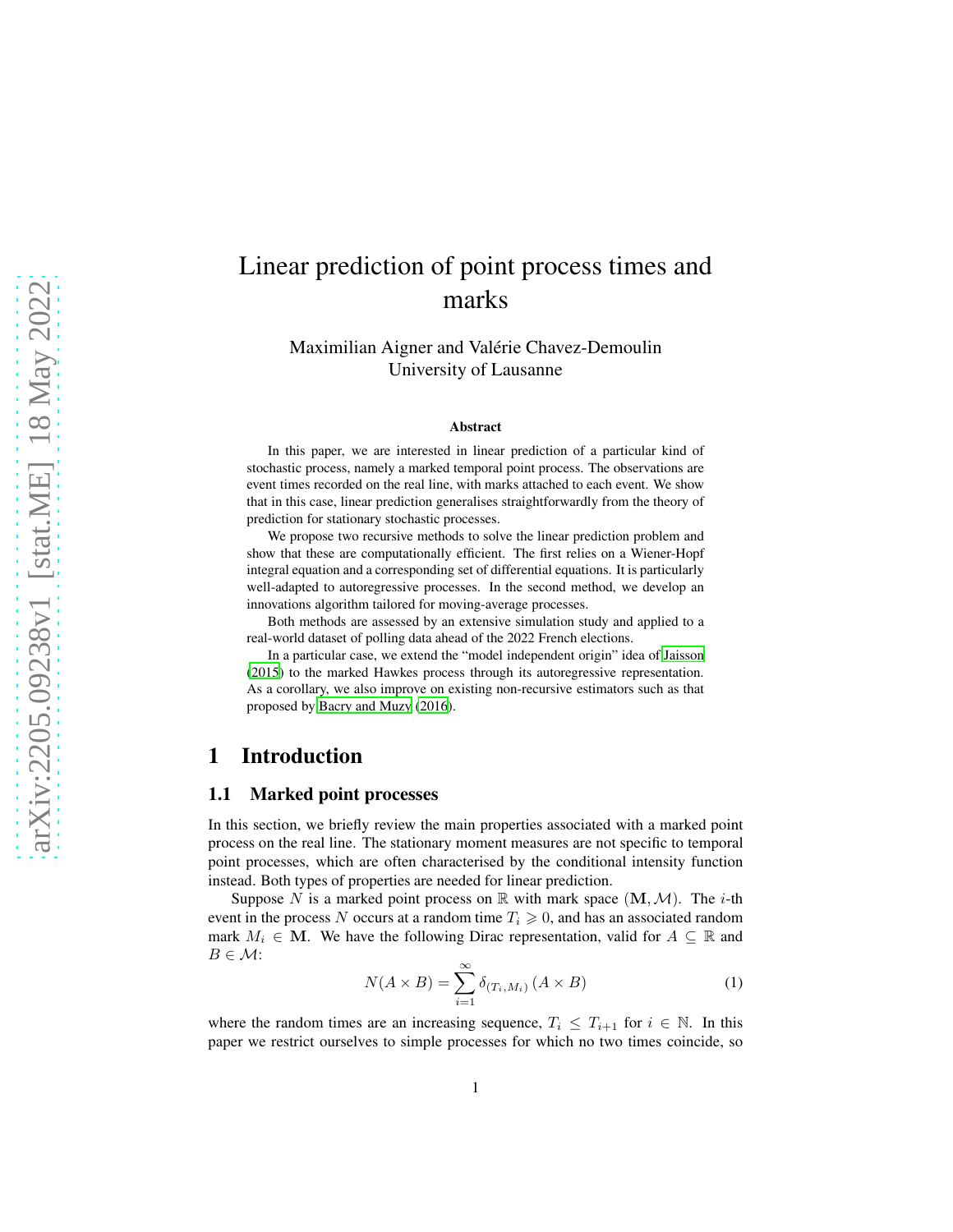# Linear prediction of point process times and marks

Maximilian Aigner and Valérie Chavez-Demoulin
University of Lausanne

**Abstract**

In this paper, we are interested in linear prediction of a particular kind of stochastic process, namely a marked temporal point process. The observations are event times recorded on the real line, with marks attached to each event. We show that in this case, linear prediction generalises straightforwardly from the theory of prediction for stationary stochastic processes.

We propose two recursive methods to solve the linear prediction problem and show that these are computationally efficient. The first relies on a Wiener-Hopf integral equation and a corresponding set of differential equations. It is particularly well-adapted to autoregressive processes. In the second method, we develop an innovations algorithm tailored for moving-average processes.

Both methods are assessed by an extensive simulation study and applied to a real-world dataset of polling data ahead of the 2022 French elections.

In a particular case, we extend the "model independent origin" idea of Jaisson (2015) to the marked Hawkes process through its autoregressive representation. As a corollary, we also improve on existing non-recursive estimators such as that proposed by Bacry and Muzy (2016).

## 1 Introduction

### 1.1 Marked point processes

In this section, we briefly review the main properties associated with a marked point process on the real line. The stationary moment measures are not specific to temporal point processes, which are often characterised by the conditional intensity function instead. Both types of properties are needed for linear prediction.

Suppose $N$ is a marked point process on $\mathbb{R}$ with mark space $(\mathbf{M}, \mathcal{M})$. The $i$-th event in the process $N$ occurs at a random time $T_i \geqslant 0$, and has an associated random mark $M_i \in \mathbf{M}$. We have the following Dirac representation, valid for $A \subseteq \mathbb{R}$ and $B \in \mathcal{M}$:

$$N(A \times B) = \sum_{i=1}^{\infty} \delta_{(T_i, M_i)} (A \times B) \tag{1}$$

where the random times are an increasing sequence, $T_i \leq T_{i+1}$ for $i \in \mathbb{N}$. In this paper we restrict ourselves to simple processes for which no two times coincide, so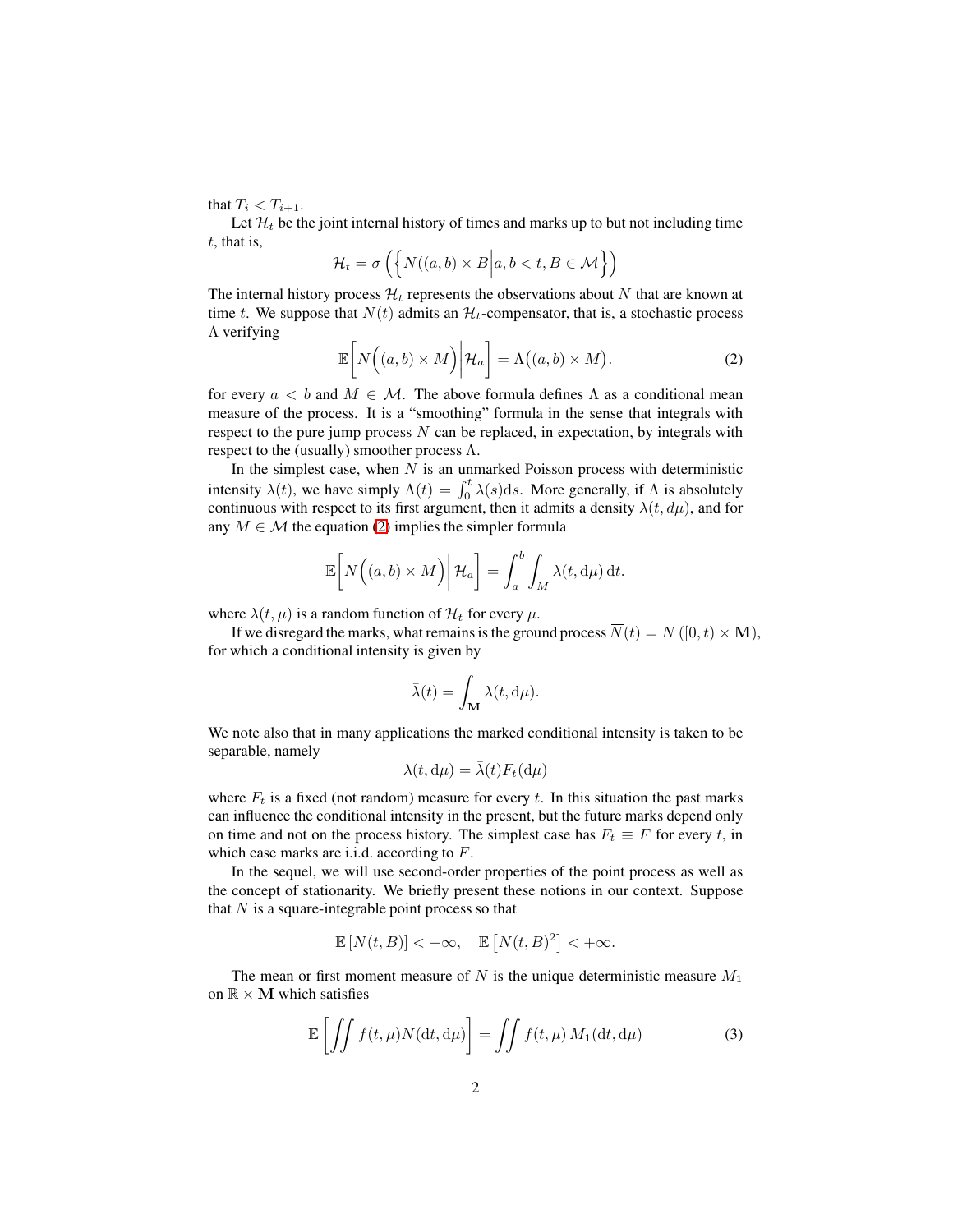that $T_i < T_{i+1}$.

Let $\mathcal{H}_t$ be the joint internal history of times and marks up to but not including time $t$, that is,

$$\mathcal{H}_t = \sigma\left(\left\{N((a,b)\times B \middle| a,b<t, B\in\mathcal{M}\right\}\right)$$

The internal history process $\mathcal{H}_t$ represents the observations about $N$ that are known at time $t$. We suppose that $N(t)$ admits an $\mathcal{H}_t$-compensator, that is, a stochastic process $\Lambda$ verifying

$$\mathbb{E}\left[N\Big((a,b)\times M\Big)\middle|\mathcal{H}_a\right] = \Lambda\big((a,b)\times M\big). \tag{2}$$

for every $a < b$ and $M \in \mathcal{M}$. The above formula defines $\Lambda$ as a conditional mean measure of the process. It is a "smoothing" formula in the sense that integrals with respect to the pure jump process $N$ can be replaced, in expectation, by integrals with respect to the (usually) smoother process $\Lambda$.

In the simplest case, when $N$ is an unmarked Poisson process with deterministic intensity $\lambda(t)$, we have simply $\Lambda(t) = \int_0^t \lambda(s)\mathrm{d}s$. More generally, if $\Lambda$ is absolutely continuous with respect to its first argument, then it admits a density $\lambda(t, d\mu)$, and for any $M \in \mathcal{M}$ the equation (2) implies the simpler formula

$$\mathbb{E}\left[N\Big((a,b)\times M\Big)\middle|\,\mathcal{H}_a\right] = \int_a^b \int_M \lambda(t,\mathrm{d}\mu)\,\mathrm{d}t.$$

where $\lambda(t,\mu)$ is a random function of $\mathcal{H}_t$ for every $\mu$.

If we disregard the marks, what remains is the ground process $\overline{N}(t) = N\left([0,t)\times\mathbf{M}\right)$, for which a conditional intensity is given by

$$\bar{\lambda}(t) = \int_{\mathbf{M}} \lambda(t,\mathrm{d}\mu).$$

We note also that in many applications the marked conditional intensity is taken to be separable, namely

$$\lambda(t,\mathrm{d}\mu) = \bar{\lambda}(t)F_t(\mathrm{d}\mu)$$

where $F_t$ is a fixed (not random) measure for every $t$. In this situation the past marks can influence the conditional intensity in the present, but the future marks depend only on time and not on the process history. The simplest case has $F_t \equiv F$ for every $t$, in which case marks are i.i.d. according to $F$.

In the sequel, we will use second-order properties of the point process as well as the concept of stationarity. We briefly present these notions in our context. Suppose that $N$ is a square-integrable point process so that

$$\mathbb{E}\left[N(t,B)\right] < +\infty, \quad \mathbb{E}\left[N(t,B)^2\right] < +\infty.$$

The mean or first moment measure of $N$ is the unique deterministic measure $M_1$ on $\mathbb{R}\times\mathbf{M}$ which satisfies

$$\mathbb{E}\left[\iint f(t,\mu)N(\mathrm{d}t,\mathrm{d}\mu)\right] = \iint f(t,\mu)\,M_1(\mathrm{d}t,\mathrm{d}\mu) \tag{3}$$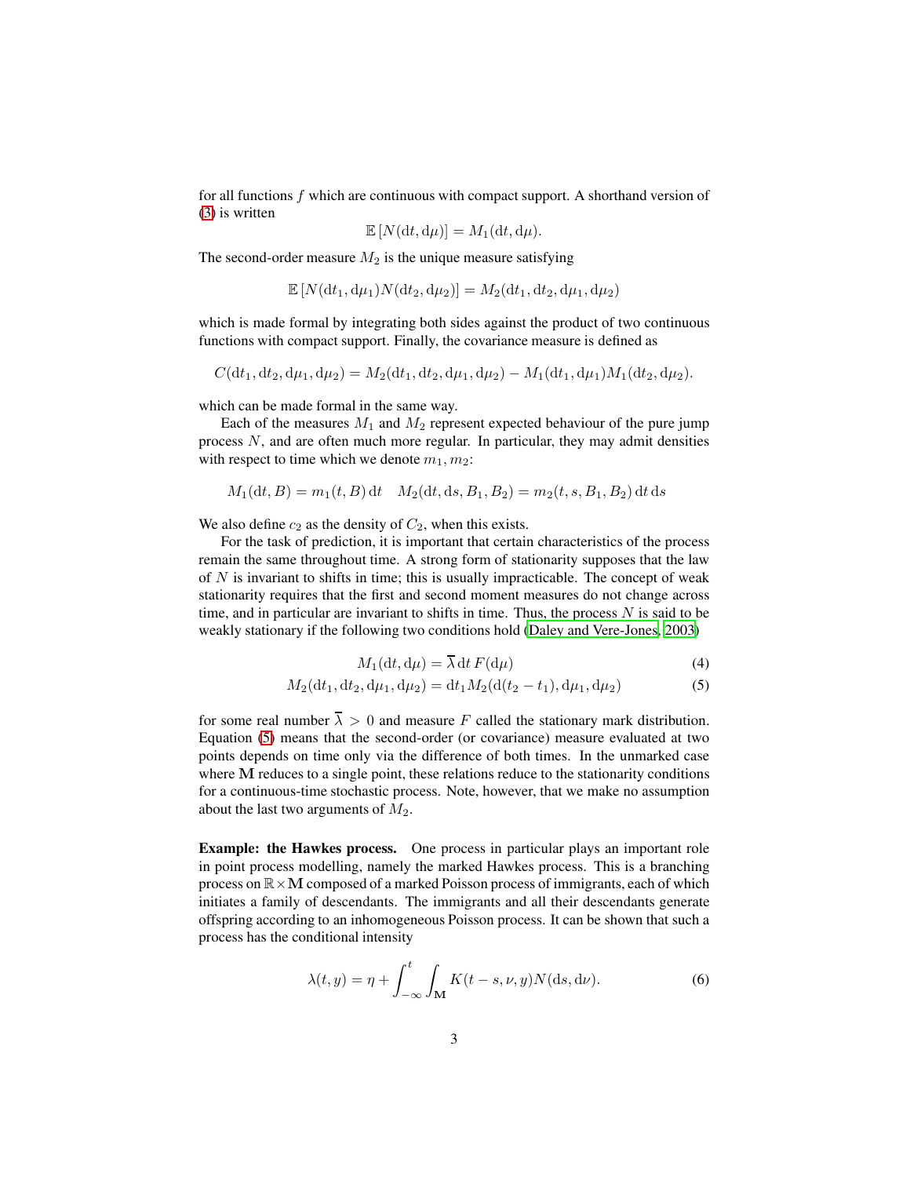for all functions $f$ which are continuous with compact support. A shorthand version of (3) is written

$$\mathbb{E}\left[N(\mathrm{d}t, \mathrm{d}\mu)\right] = M_1(\mathrm{d}t, \mathrm{d}\mu).$$

The second-order measure $M_2$ is the unique measure satisfying

$$\mathbb{E}\left[N(\mathrm{d}t_1, \mathrm{d}\mu_1)N(\mathrm{d}t_2, \mathrm{d}\mu_2)\right] = M_2(\mathrm{d}t_1, \mathrm{d}t_2, \mathrm{d}\mu_1, \mathrm{d}\mu_2)$$

which is made formal by integrating both sides against the product of two continuous functions with compact support. Finally, the covariance measure is defined as

$$C(\mathrm{d}t_1, \mathrm{d}t_2, \mathrm{d}\mu_1, \mathrm{d}\mu_2) = M_2(\mathrm{d}t_1, \mathrm{d}t_2, \mathrm{d}\mu_1, \mathrm{d}\mu_2) - M_1(\mathrm{d}t_1, \mathrm{d}\mu_1)M_1(\mathrm{d}t_2, \mathrm{d}\mu_2).$$

which can be made formal in the same way.

Each of the measures $M_1$ and $M_2$ represent expected behaviour of the pure jump process $N$, and are often much more regular. In particular, they may admit densities with respect to time which we denote $m_1, m_2$:

$$M_1(\mathrm{d}t, B) = m_1(t, B)\,\mathrm{d}t \quad M_2(\mathrm{d}t, \mathrm{d}s, B_1, B_2) = m_2(t, s, B_1, B_2)\,\mathrm{d}t\,\mathrm{d}s$$

We also define $c_2$ as the density of $C_2$, when this exists.

For the task of prediction, it is important that certain characteristics of the process remain the same throughout time. A strong form of stationarity supposes that the law of $N$ is invariant to shifts in time; this is usually impracticable. The concept of weak stationarity requires that the first and second moment measures do not change across time, and in particular are invariant to shifts in time. Thus, the process $N$ is said to be weakly stationary if the following two conditions hold (Daley and Vere-Jones, 2003)

$$M_1(\mathrm{d}t, \mathrm{d}\mu) = \overline{\lambda}\,\mathrm{d}t\,F(\mathrm{d}\mu) \tag{4}$$

$$M_2(\mathrm{d}t_1, \mathrm{d}t_2, \mathrm{d}\mu_1, \mathrm{d}\mu_2) = \mathrm{d}t_1 M_2(\mathrm{d}(t_2 - t_1), \mathrm{d}\mu_1, \mathrm{d}\mu_2) \tag{5}$$

for some real number $\overline{\lambda} > 0$ and measure $F$ called the stationary mark distribution. Equation (5) means that the second-order (or covariance) measure evaluated at two points depends on time only via the difference of both times. In the unmarked case where $\mathbf{M}$ reduces to a single point, these relations reduce to the stationarity conditions for a continuous-time stochastic process. Note, however, that we make no assumption about the last two arguments of $M_2$.

**Example: the Hawkes process.** One process in particular plays an important role in point process modelling, namely the marked Hawkes process. This is a branching process on $\mathbb{R} \times \mathbf{M}$ composed of a marked Poisson process of immigrants, each of which initiates a family of descendants. The immigrants and all their descendants generate offspring according to an inhomogeneous Poisson process. It can be shown that such a process has the conditional intensity

$$\lambda(t, y) = \eta + \int_{-\infty}^{t} \int_{\mathbf{M}} K(t - s, \nu, y) N(\mathrm{d}s, \mathrm{d}\nu). \tag{6}$$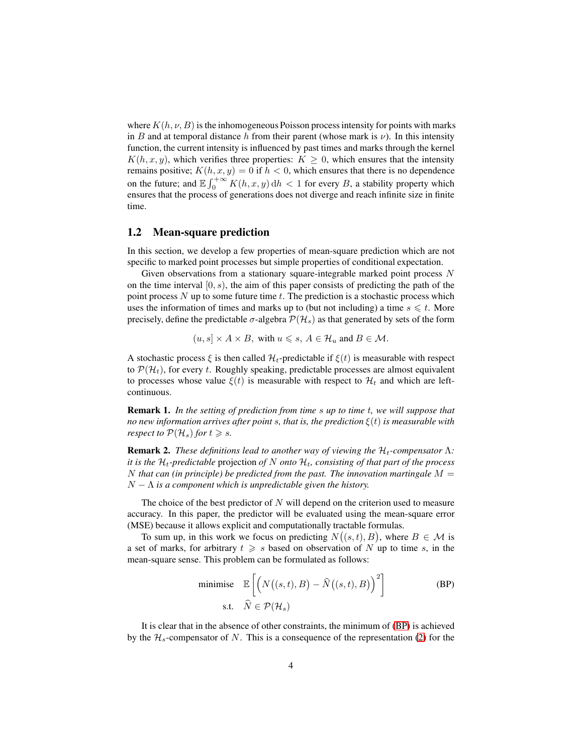where $K(h, \nu, B)$ is the inhomogeneous Poisson process intensity for points with marks in $B$ and at temporal distance $h$ from their parent (whose mark is $\nu$). In this intensity function, the current intensity is influenced by past times and marks through the kernel $K(h, x, y)$, which verifies three properties: $K \geq 0$, which ensures that the intensity remains positive; $K(h, x, y) = 0$ if $h < 0$, which ensures that there is no dependence on the future; and $\mathbb{E} \int_0^{+\infty} K(h, x, y) \, \mathrm{d}h < 1$ for every $B$, a stability property which ensures that the process of generations does not diverge and reach infinite size in finite time.

## 1.2 Mean-square prediction

In this section, we develop a few properties of mean-square prediction which are not specific to marked point processes but simple properties of conditional expectation.

Given observations from a stationary square-integrable marked point process $N$ on the time interval $[0, s)$, the aim of this paper consists of predicting the path of the point process $N$ up to some future time $t$. The prediction is a stochastic process which uses the information of times and marks up to (but not including) a time $s \leqslant t$. More precisely, define the predictable $\sigma$-algebra $\mathcal{P}(\mathcal{H}_s)$ as that generated by sets of the form

$$(u, s] \times A \times B, \text{ with } u \leqslant s, \ A \in \mathcal{H}_u \text{ and } B \in \mathcal{M}.$$

A stochastic process $\xi$ is then called $\mathcal{H}_t$-predictable if $\xi(t)$ is measurable with respect to $\mathcal{P}(\mathcal{H}_t)$, for every $t$. Roughly speaking, predictable processes are almost equivalent to processes whose value $\xi(t)$ is measurable with respect to $\mathcal{H}_t$ and which are left-continuous.

**Remark 1.** *In the setting of prediction from time $s$ up to time $t$, we will suppose that no new information arrives after point $s$, that is, the prediction $\xi(t)$ is measurable with respect to $\mathcal{P}(\mathcal{H}_s)$ for $t \geqslant s$.*

**Remark 2.** *These definitions lead to another way of viewing the $\mathcal{H}_t$-compensator $\Lambda$: it is the $\mathcal{H}_t$-predictable* projection *of $N$ onto $\mathcal{H}_t$, consisting of that part of the process $N$ that can (in principle) be predicted from the past. The innovation martingale $M = N - \Lambda$ is a component which is unpredictable given the history.*

The choice of the best predictor of $N$ will depend on the criterion used to measure accuracy. In this paper, the predictor will be evaluated using the mean-square error (MSE) because it allows explicit and computationally tractable formulas.

To sum up, in this work we focus on predicting $N\big((s, t), B\big)$, where $B \in \mathcal{M}$ is a set of marks, for arbitrary $t \geqslant s$ based on observation of $N$ up to time $s$, in the mean-square sense. This problem can be formulated as follows:

$$\begin{aligned} \text{minimise} \quad & \mathbb{E}\left[\Big(N\big((s,t), B\big) - \widehat{N}\big((s,t), B\big)\Big)^2\right] \\ \text{s.t.} \quad & \widehat{N} \in \mathcal{P}(\mathcal{H}_s) \end{aligned} \tag{BP}$$

It is clear that in the absence of other constraints, the minimum of (BP) is achieved by the $\mathcal{H}_s$-compensator of $N$. This is a consequence of the representation (2) for the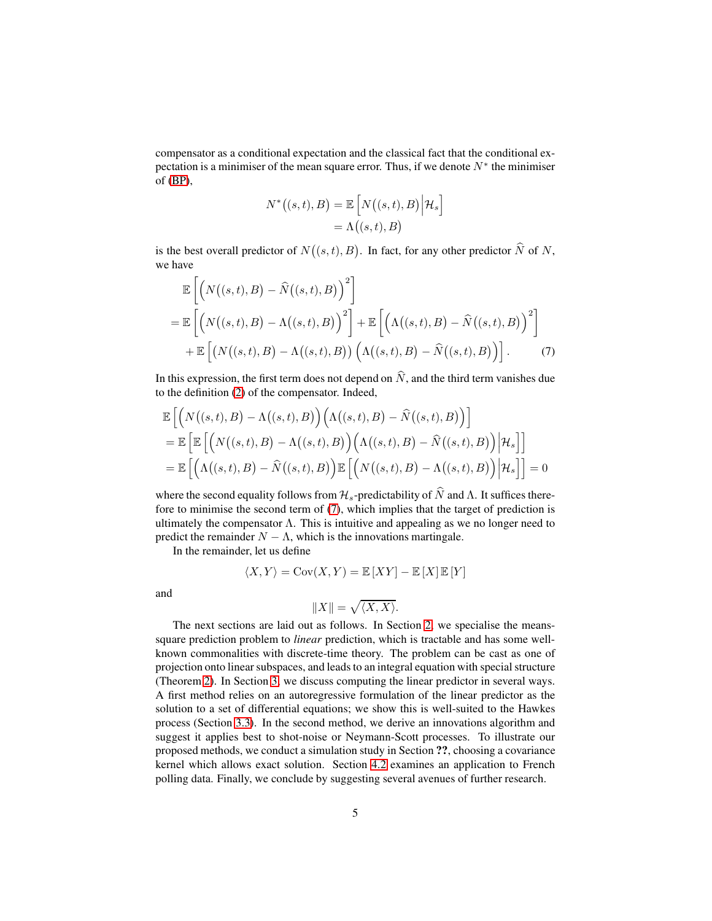compensator as a conditional expectation and the classical fact that the conditional expectation is a minimiser of the mean square error. Thus, if we denote $N^*$ the minimiser of (BP),

$$
\begin{aligned}
N^*\big((s,t),B\big) &= \mathbb{E}\left[N\big((s,t),B\big)\middle|\mathcal{H}_s\right] \\
&= \Lambda\big((s,t),B\big)
\end{aligned}
$$

is the best overall predictor of $N\big((s,t),B\big)$. In fact, for any other predictor $\widehat{N}$ of $N$, we have

$$
\begin{aligned}
&\mathbb{E}\left[\Big(N\big((s,t),B\big) - \widehat{N}\big((s,t),B\big)\Big)^2\right] \\
&= \mathbb{E}\left[\Big(N\big((s,t),B\big) - \Lambda\big((s,t),B\big)\Big)^2\right] + \mathbb{E}\left[\Big(\Lambda\big((s,t),B\big) - \widehat{N}\big((s,t),B\big)\Big)^2\right] \\
&\quad + \mathbb{E}\left[\big(N\big((s,t),B\big) - \Lambda\big((s,t),B\big)\big)\Big(\Lambda\big((s,t),B\big) - \widehat{N}\big((s,t),B\big)\Big)\right]. \qquad (7)
\end{aligned}
$$

In this expression, the first term does not depend on $\widehat{N}$, and the third term vanishes due to the definition (2) of the compensator. Indeed,

$$
\begin{aligned}
&\mathbb{E}\left[\Big(N\big((s,t),B\big) - \Lambda\big((s,t),B\big)\Big)\Big(\Lambda\big((s,t),B\big) - \widehat{N}\big((s,t),B\big)\Big)\right] \\
&= \mathbb{E}\left[\mathbb{E}\left[\Big(N\big((s,t),B\big) - \Lambda\big((s,t),B\big)\Big)\Big(\Lambda\big((s,t),B\big) - \widehat{N}\big((s,t),B\big)\Big)\middle|\mathcal{H}_s\right]\right] \\
&= \mathbb{E}\left[\Big(\Lambda\big((s,t),B\big) - \widehat{N}\big((s,t),B\big)\Big)\mathbb{E}\left[\Big(N\big((s,t),B\big) - \Lambda\big((s,t),B\big)\Big)\middle|\mathcal{H}_s\right]\right] = 0
\end{aligned}
$$

where the second equality follows from $\mathcal{H}_s$-predictability of $\widehat{N}$ and $\Lambda$. It suffices therefore to minimise the second term of (7), which implies that the target of prediction is ultimately the compensator $\Lambda$. This is intuitive and appealing as we no longer need to predict the remainder $N - \Lambda$, which is the innovations martingale.

In the remainder, let us define

$$
\langle X, Y\rangle = \mathrm{Cov}(X,Y) = \mathbb{E}\left[XY\right] - \mathbb{E}\left[X\right]\mathbb{E}\left[Y\right]
$$

and

$$
\|X\| = \sqrt{\langle X, X\rangle}.
$$

The next sections are laid out as follows. In Section 2, we specialise the means-square prediction problem to *linear* prediction, which is tractable and has some well-known commonalities with discrete-time theory. The problem can be cast as one of projection onto linear subspaces, and leads to an integral equation with special structure (Theorem 2). In Section 3, we discuss computing the linear predictor in several ways. A first method relies on an autoregressive formulation of the linear predictor as the solution to a set of differential equations; we show this is well-suited to the Hawkes process (Section 3.3). In the second method, we derive an innovations algorithm and suggest it applies best to shot-noise or Neymann-Scott processes. To illustrate our proposed methods, we conduct a simulation study in Section **??**, choosing a covariance kernel which allows exact solution. Section 4.2 examines an application to French polling data. Finally, we conclude by suggesting several avenues of further research.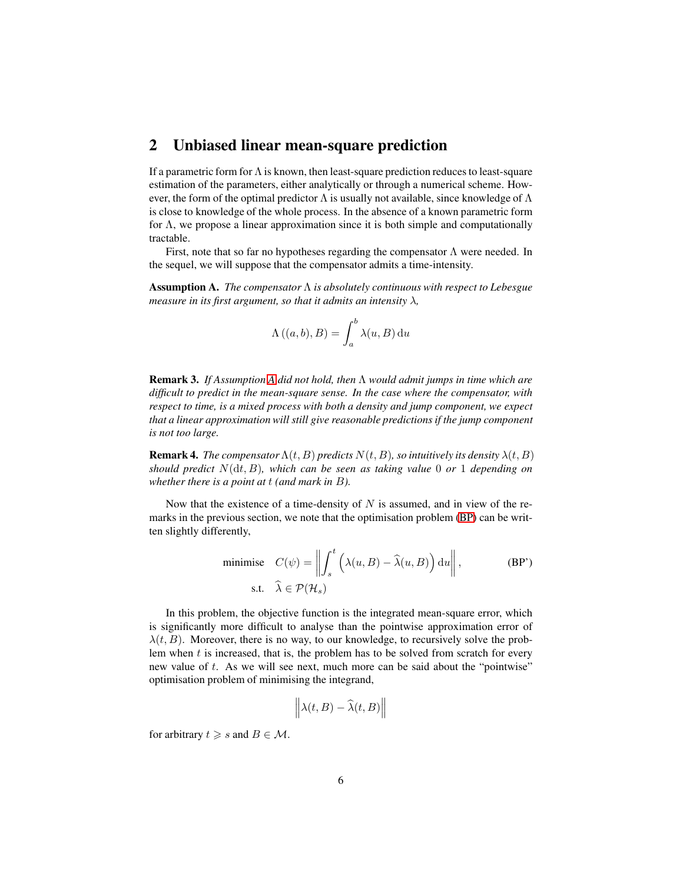## 2 Unbiased linear mean-square prediction

If a parametric form for $\Lambda$ is known, then least-square prediction reduces to least-square estimation of the parameters, either analytically or through a numerical scheme. However, the form of the optimal predictor $\Lambda$ is usually not available, since knowledge of $\Lambda$ is close to knowledge of the whole process. In the absence of a known parametric form for $\Lambda$, we propose a linear approximation since it is both simple and computationally tractable.

First, note that so far no hypotheses regarding the compensator $\Lambda$ were needed. In the sequel, we will suppose that the compensator admits a time-intensity.

**Assumption A.** *The compensator $\Lambda$ is absolutely continuous with respect to Lebesgue measure in its first argument, so that it admits an intensity $\lambda$,*

$$\Lambda\left((a,b),B\right) = \int_a^b \lambda(u,B)\,\mathrm{d}u$$

**Remark 3.** *If Assumption A did not hold, then $\Lambda$ would admit jumps in time which are difficult to predict in the mean-square sense. In the case where the compensator, with respect to time, is a mixed process with both a density and jump component, we expect that a linear approximation will still give reasonable predictions if the jump component is not too large.*

**Remark 4.** *The compensator $\Lambda(t,B)$ predicts $N(t,B)$, so intuitively its density $\lambda(t,B)$ should predict $N(\mathrm{d}t,B)$, which can be seen as taking value $0$ or $1$ depending on whether there is a point at $t$ (and mark in $B$).*

Now that the existence of a time-density of $N$ is assumed, and in view of the remarks in the previous section, we note that the optimisation problem (BP) can be written slightly differently,

$$\begin{aligned} \text{minimise} \quad & C(\psi) = \left\| \int_s^t \left(\lambda(u,B) - \widehat{\lambda}(u,B)\right)\mathrm{d}u \right\|, \\ \text{s.t.} \quad & \widehat{\lambda} \in \mathcal{P}(\mathcal{H}_s) \end{aligned} \tag{BP'}$$

In this problem, the objective function is the integrated mean-square error, which is significantly more difficult to analyse than the pointwise approximation error of $\lambda(t,B)$. Moreover, there is no way, to our knowledge, to recursively solve the problem when $t$ is increased, that is, the problem has to be solved from scratch for every new value of $t$. As we will see next, much more can be said about the "pointwise" optimisation problem of minimising the integrand,

$$\left\| \lambda(t,B) - \widehat{\lambda}(t,B) \right\|$$

for arbitrary $t \geqslant s$ and $B \in \mathcal{M}$.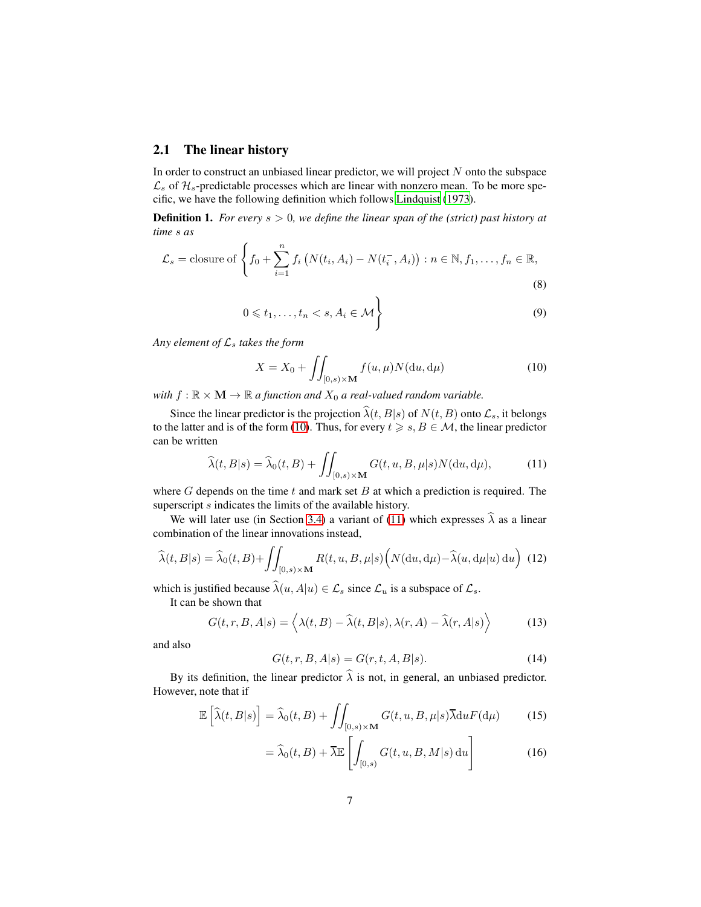## 2.1 The linear history

In order to construct an unbiased linear predictor, we will project $N$ onto the subspace $\mathcal{L}_s$ of $\mathcal{H}_s$-predictable processes which are linear with nonzero mean. To be more specific, we have the following definition which follows Lindquist (1973).

**Definition 1.** *For every $s > 0$, we define the linear span of the (strict) past history at time $s$ as*

$$\mathcal{L}_s = \text{closure of } \Bigg\{ f_0 + \sum_{i=1}^{n} f_i \left( N(t_i, A_i) - N(t_i^-, A_i) \right) : n \in \mathbb{N}, f_1, \ldots, f_n \in \mathbb{R}, \tag{8}$$

$$0 \leqslant t_1, \ldots, t_n < s, A_i \in \mathcal{M} \Bigg\} \tag{9}$$

*Any element of $\mathcal{L}_s$ takes the form*

$$X = X_0 + \iint_{[0,s)\times\mathbf{M}} f(u, \mu) N(\mathrm{d}u, \mathrm{d}\mu) \tag{10}$$

*with $f : \mathbb{R} \times \mathbf{M} \to \mathbb{R}$ a function and $X_0$ a real-valued random variable.*

Since the linear predictor is the projection $\widehat{\lambda}(t, B|s)$ of $N(t, B)$ onto $\mathcal{L}_s$, it belongs to the latter and is of the form (10). Thus, for every $t \geqslant s$, $B \in \mathcal{M}$, the linear predictor can be written

$$\widehat{\lambda}(t, B|s) = \widehat{\lambda}_0(t, B) + \iint_{[0,s)\times\mathbf{M}} G(t, u, B, \mu|s) N(\mathrm{d}u, \mathrm{d}\mu), \tag{11}$$

where $G$ depends on the time $t$ and mark set $B$ at which a prediction is required. The superscript $s$ indicates the limits of the available history.

We will later use (in Section 3.4) a variant of (11) which expresses $\widehat{\lambda}$ as a linear combination of the linear innovations instead,

$$\widehat{\lambda}(t, B|s) = \widehat{\lambda}_0(t, B) + \iint_{[0,s)\times\mathbf{M}} R(t, u, B, \mu|s) \Big( N(\mathrm{d}u, \mathrm{d}\mu) - \widehat{\lambda}(u, \mathrm{d}\mu|u)\, \mathrm{d}u \Big) \tag{12}$$

which is justified because $\widehat{\lambda}(u, A|u) \in \mathcal{L}_s$ since $\mathcal{L}_u$ is a subspace of $\mathcal{L}_s$.

It can be shown that

$$G(t, r, B, A|s) = \Big\langle \lambda(t, B) - \widehat{\lambda}(t, B|s), \lambda(r, A) - \widehat{\lambda}(r, A|s) \Big\rangle \tag{13}$$

and also

$$G(t, r, B, A|s) = G(r, t, A, B|s). \tag{14}$$

By its definition, the linear predictor $\widehat{\lambda}$ is not, in general, an unbiased predictor. However, note that if

$$\mathbb{E}\left[\widehat{\lambda}(t, B|s)\right] = \widehat{\lambda}_0(t, B) + \iint_{[0,s)\times\mathbf{M}} G(t, u, B, \mu|s) \overline{\lambda} \mathrm{d}u F(\mathrm{d}\mu) \tag{15}$$

$$= \widehat{\lambda}_0(t, B) + \overline{\lambda} \mathbb{E}\left[ \int_{[0,s)} G(t, u, B, M|s)\, \mathrm{d}u \right] \tag{16}$$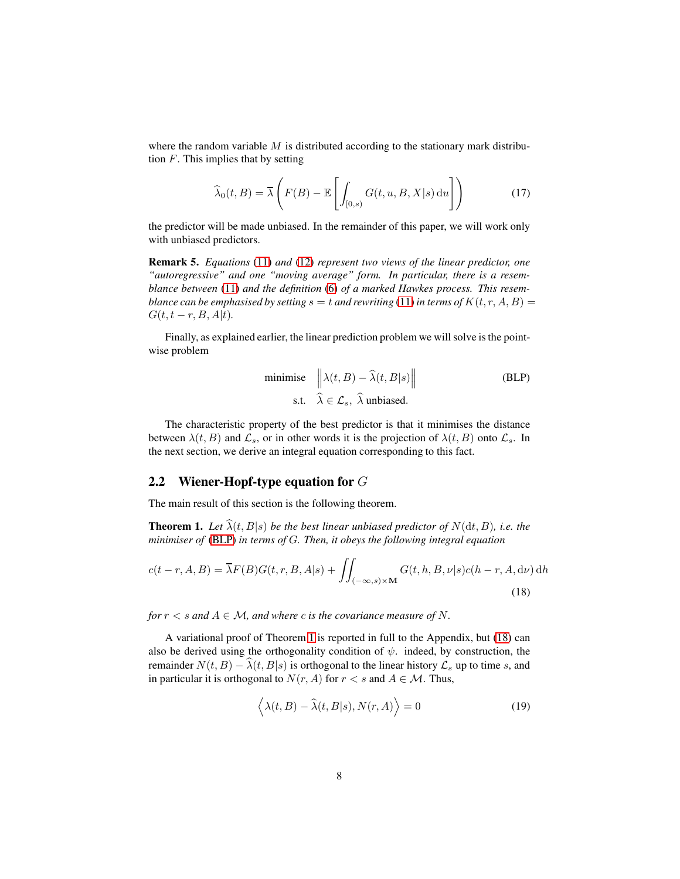where the random variable $M$ is distributed according to the stationary mark distribution $F$. This implies that by setting

$$\widehat{\lambda}_0(t, B) = \overline{\lambda} \left( F(B) - \mathbb{E}\left[ \int_{[0,s)} G(t, u, B, X|s) \, \mathrm{d}u \right] \right) \tag{17}$$

the predictor will be made unbiased. In the remainder of this paper, we will work only with unbiased predictors.

**Remark 5.** *Equations* (11) *and* (12) *represent two views of the linear predictor, one "autoregressive" and one "moving average" form. In particular, there is a resemblance between* (11) *and the definition* (6) *of a marked Hawkes process. This resemblance can be emphasised by setting* $s = t$ *and rewriting* (11) *in terms of* $K(t, r, A, B) = G(t, t - r, B, A|t)$.

Finally, as explained earlier, the linear prediction problem we will solve is the pointwise problem

$$\begin{aligned} \text{minimise} \quad & \left\| \lambda(t, B) - \widehat{\lambda}(t, B|s) \right\| \\ \text{s.t.} \quad & \widehat{\lambda} \in \mathcal{L}_s, \ \widehat{\lambda} \text{ unbiased.} \end{aligned} \tag{BLP}$$

The characteristic property of the best predictor is that it minimises the distance between $\lambda(t, B)$ and $\mathcal{L}_s$, or in other words it is the projection of $\lambda(t, B)$ onto $\mathcal{L}_s$. In the next section, we derive an integral equation corresponding to this fact.

## 2.2 Wiener-Hopf-type equation for $G$

The main result of this section is the following theorem.

**Theorem 1.** *Let* $\widehat{\lambda}(t, B|s)$ *be the best linear unbiased predictor of* $N(\mathrm{d}t, B)$*, i.e. the minimiser of* (BLP) *in terms of* $G$*. Then, it obeys the following integral equation*

$$c(t - r, A, B) = \overline{\lambda} F(B) G(t, r, B, A|s) + \iint_{(-\infty, s) \times \mathbf{M}} G(t, h, B, \nu|s) c(h - r, A, \mathrm{d}\nu) \, \mathrm{d}h \tag{18}$$

*for* $r < s$ *and* $A \in \mathcal{M}$*, and where* $c$ *is the covariance measure of* $N$*.*

A variational proof of Theorem 1 is reported in full to the Appendix, but (18) can also be derived using the orthogonality condition of $\psi$. indeed, by construction, the remainder $N(t, B) - \widehat{\lambda}(t, B|s)$ is orthogonal to the linear history $\mathcal{L}_s$ up to time $s$, and in particular it is orthogonal to $N(r, A)$ for $r < s$ and $A \in \mathcal{M}$. Thus,

$$\left\langle \lambda(t, B) - \widehat{\lambda}(t, B|s), N(r, A) \right\rangle = 0 \tag{19}$$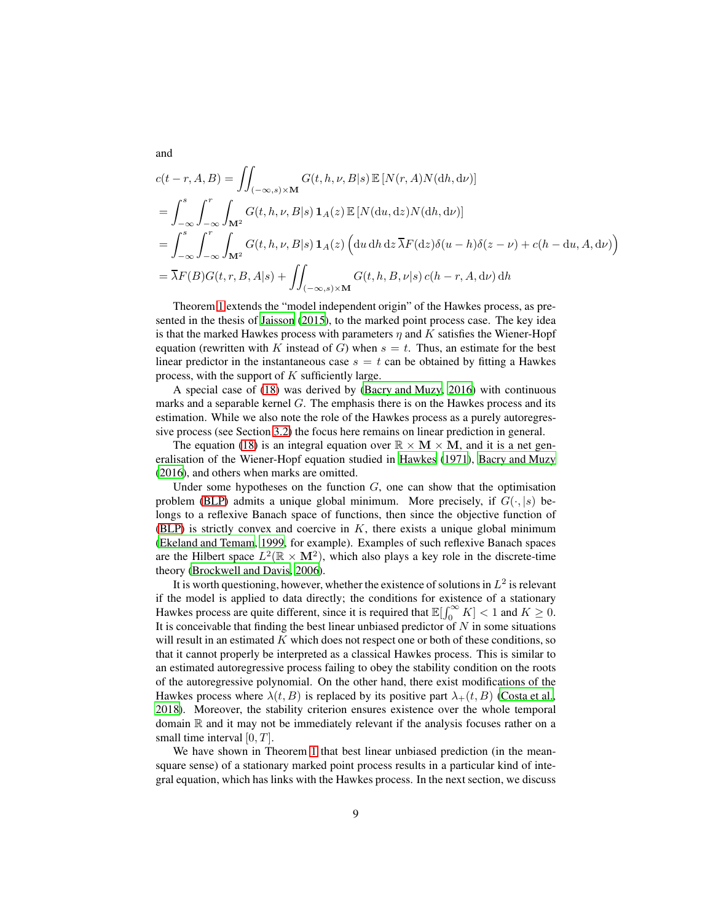and

$$
\begin{aligned}
&c(t-r, A, B) = \iint_{(-\infty,s)\times\mathbf{M}} G(t,h,\nu,B|s)\,\mathbb{E}\left[N(r,A)N(\mathrm{d}h,\mathrm{d}\nu)\right] \\
&= \int_{-\infty}^{s}\int_{-\infty}^{r}\int_{\mathbf{M}^2} G(t,h,\nu,B|s)\,\mathbf{1}_A(z)\,\mathbb{E}\left[N(\mathrm{d}u,\mathrm{d}z)N(\mathrm{d}h,\mathrm{d}\nu)\right] \\
&= \int_{-\infty}^{s}\int_{-\infty}^{r}\int_{\mathbf{M}^2} G(t,h,\nu,B|s)\,\mathbf{1}_A(z)\left(\mathrm{d}u\,\mathrm{d}h\,\mathrm{d}z\,\overline{\lambda}F(\mathrm{d}z)\delta(u-h)\delta(z-\nu) + c(h-\mathrm{d}u, A, \mathrm{d}\nu)\right) \\
&= \overline{\lambda}F(B)G(t,r,B,A|s) + \iint_{(-\infty,s)\times\mathbf{M}} G(t,h,B,\nu|s)\,c(h-r,A,\mathrm{d}\nu)\,\mathrm{d}h
\end{aligned}
$$

Theorem 1 extends the "model independent origin" of the Hawkes process, as presented in the thesis of Jaisson (2015), to the marked point process case. The key idea is that the marked Hawkes process with parameters $\eta$ and $K$ satisfies the Wiener-Hopf equation (rewritten with $K$ instead of $G$) when $s = t$. Thus, an estimate for the best linear predictor in the instantaneous case $s = t$ can be obtained by fitting a Hawkes process, with the support of $K$ sufficiently large.

A special case of (18) was derived by (Bacry and Muzy, 2016) with continuous marks and a separable kernel $G$. The emphasis there is on the Hawkes process and its estimation. While we also note the role of the Hawkes process as a purely autoregressive process (see Section 3.2) the focus here remains on linear prediction in general.

The equation (18) is an integral equation over $\mathbb{R}\times\mathbf{M}\times\mathbf{M}$, and it is a net generalisation of the Wiener-Hopf equation studied in Hawkes (1971), Bacry and Muzy (2016), and others when marks are omitted.

Under some hypotheses on the function $G$, one can show that the optimisation problem (BLP) admits a unique global minimum. More precisely, if $G(\cdot, |s)$ belongs to a reflexive Banach space of functions, then since the objective function of (BLP) is strictly convex and coercive in $K$, there exists a unique global minimum (Ekeland and Temam, 1999, for example). Examples of such reflexive Banach spaces are the Hilbert space $L^2(\mathbb{R}\times\mathbf{M}^2)$, which also plays a key role in the discrete-time theory (Brockwell and Davis, 2006).

It is worth questioning, however, whether the existence of solutions in $L^2$ is relevant if the model is applied to data directly; the conditions for existence of a stationary Hawkes process are quite different, since it is required that $\mathbb{E}[\int_0^\infty K] < 1$ and $K \geq 0$. It is conceivable that finding the best linear unbiased predictor of $N$ in some situations will result in an estimated $K$ which does not respect one or both of these conditions, so that it cannot properly be interpreted as a classical Hawkes process. This is similar to an estimated autoregressive process failing to obey the stability condition on the roots of the autoregressive polynomial. On the other hand, there exist modifications of the Hawkes process where $\lambda(t, B)$ is replaced by its positive part $\lambda_+(t, B)$ (Costa et al., 2018). Moreover, the stability criterion ensures existence over the whole temporal domain $\mathbb{R}$ and it may not be immediately relevant if the analysis focuses rather on a small time interval $[0, T]$.

We have shown in Theorem 1 that best linear unbiased prediction (in the mean-square sense) of a stationary marked point process results in a particular kind of integral equation, which has links with the Hawkes process. In the next section, we discuss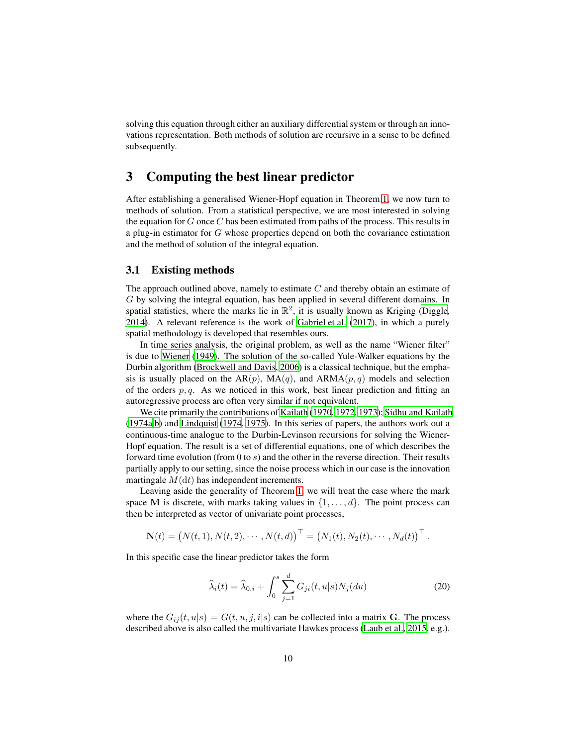solving this equation through either an auxiliary differential system or through an innovations representation. Both methods of solution are recursive in a sense to be defined subsequently.

# 3 Computing the best linear predictor

After establishing a generalised Wiener-Hopf equation in Theorem 1, we now turn to methods of solution. From a statistical perspective, we are most interested in solving the equation for $G$ once $C$ has been estimated from paths of the process. This results in a plug-in estimator for $G$ whose properties depend on both the covariance estimation and the method of solution of the integral equation.

## 3.1 Existing methods

The approach outlined above, namely to estimate $C$ and thereby obtain an estimate of $G$ by solving the integral equation, has been applied in several different domains. In spatial statistics, where the marks lie in $\mathbb{R}^2$, it is usually known as Kriging (Diggle, 2014). A relevant reference is the work of Gabriel et al. (2017), in which a purely spatial methodology is developed that resembles ours.

In time series analysis, the original problem, as well as the name "Wiener filter" is due to Wiener (1949). The solution of the so-called Yule-Walker equations by the Durbin algorithm (Brockwell and Davis, 2006) is a classical technique, but the emphasis is usually placed on the AR($p$), MA($q$), and ARMA($p, q$) models and selection of the orders $p, q$. As we noticed in this work, best linear prediction and fitting an autoregressive process are often very similar if not equivalent.

We cite primarily the contributions of Kailath (1970, 1972, 1973); Sidhu and Kailath (1974a,b) and Lindquist (1974, 1975). In this series of papers, the authors work out a continuous-time analogue to the Durbin-Levinson recursions for solving the Wiener-Hopf equation. The result is a set of differential equations, one of which describes the forward time evolution (from 0 to $s$) and the other in the reverse direction. Their results partially apply to our setting, since the noise process which in our case is the innovation martingale $M(\mathrm{d}t)$ has independent increments.

Leaving aside the generality of Theorem 1, we will treat the case where the mark space $\mathbf{M}$ is discrete, with marks taking values in $\{1, \dots, d\}$. The point process can then be interpreted as vector of univariate point processes,

$$\mathbf{N}(t) = \big(N(t,1), N(t,2), \cdots, N(t,d)\big)^\top = \big(N_1(t), N_2(t), \cdots, N_d(t)\big)^\top.$$

In this specific case the linear predictor takes the form

$$\widehat{\lambda}_i(t) = \widehat{\lambda}_{0,i} + \int_0^s \sum_{j=1}^d G_{ji}(t, u|s) N_j(du) \tag{20}$$

where the $G_{ij}(t, u|s) = G(t, u, j, i|s)$ can be collected into a matrix $\mathbf{G}$. The process described above is also called the multivariate Hawkes process (Laub et al., 2015, e.g.).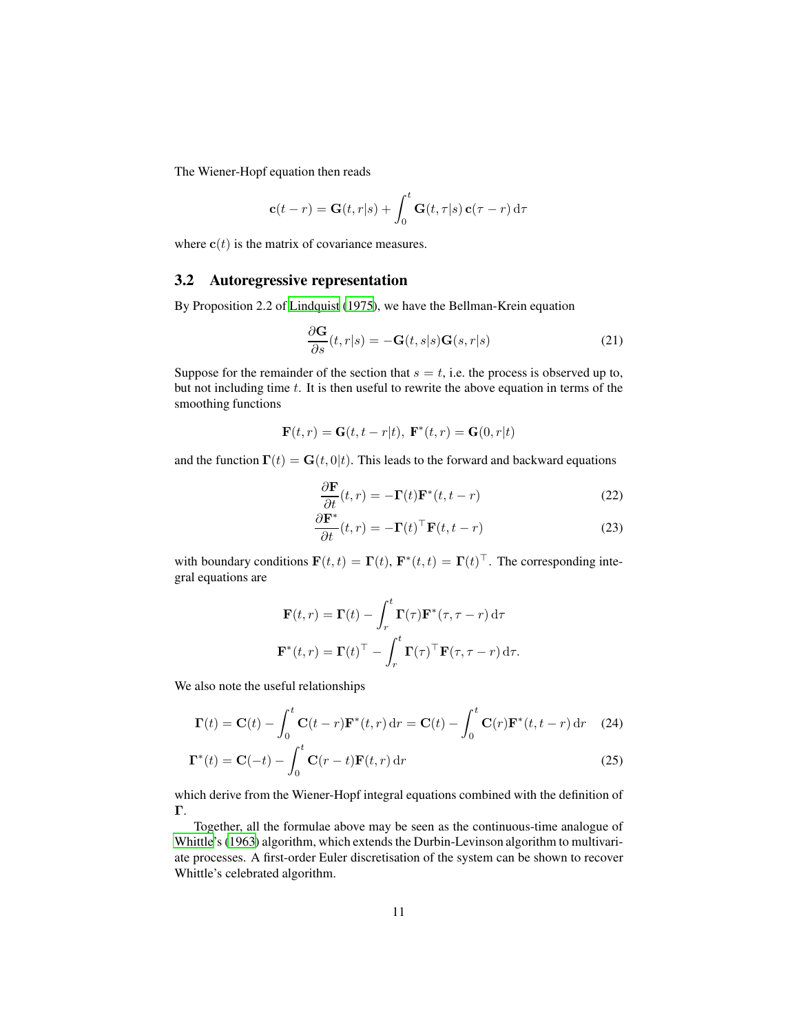The Wiener-Hopf equation then reads

$$\mathbf{c}(t-r) = \mathbf{G}(t,r|s) + \int_0^t \mathbf{G}(t,\tau|s)\,\mathbf{c}(\tau - r)\,\mathrm{d}\tau$$

where $\mathbf{c}(t)$ is the matrix of covariance measures.

## 3.2 Autoregressive representation

By Proposition 2.2 of Lindquist (1975), we have the Bellman-Krein equation

$$\frac{\partial \mathbf{G}}{\partial s}(t,r|s) = -\mathbf{G}(t,s|s)\mathbf{G}(s,r|s) \tag{21}$$

Suppose for the remainder of the section that $s = t$, i.e. the process is observed up to, but not including time $t$. It is then useful to rewrite the above equation in terms of the smoothing functions

$$\mathbf{F}(t,r) = \mathbf{G}(t,t-r|t),\ \mathbf{F}^*(t,r) = \mathbf{G}(0,r|t)$$

and the function $\mathbf{\Gamma}(t) = \mathbf{G}(t,0|t)$. This leads to the forward and backward equations

$$\frac{\partial \mathbf{F}}{\partial t}(t,r) = -\mathbf{\Gamma}(t)\mathbf{F}^*(t,t-r) \tag{22}$$

$$\frac{\partial \mathbf{F}^*}{\partial t}(t,r) = -\mathbf{\Gamma}(t)^\top\mathbf{F}(t,t-r) \tag{23}$$

with boundary conditions $\mathbf{F}(t,t) = \mathbf{\Gamma}(t)$, $\mathbf{F}^*(t,t) = \mathbf{\Gamma}(t)^\top$. The corresponding integral equations are

$$\mathbf{F}(t,r) = \mathbf{\Gamma}(t) - \int_r^t \mathbf{\Gamma}(\tau)\mathbf{F}^*(\tau,\tau-r)\,\mathrm{d}\tau$$

$$\mathbf{F}^*(t,r) = \mathbf{\Gamma}(t)^\top - \int_r^t \mathbf{\Gamma}(\tau)^\top\mathbf{F}(\tau,\tau-r)\,\mathrm{d}\tau.$$

We also note the useful relationships

$$\mathbf{\Gamma}(t) = \mathbf{C}(t) - \int_0^t \mathbf{C}(t-r)\mathbf{F}^*(t,r)\,\mathrm{d}r = \mathbf{C}(t) - \int_0^t \mathbf{C}(r)\mathbf{F}^*(t,t-r)\,\mathrm{d}r \tag{24}$$

$$\mathbf{\Gamma}^*(t) = \mathbf{C}(-t) - \int_0^t \mathbf{C}(r-t)\mathbf{F}(t,r)\,\mathrm{d}r \tag{25}$$

which derive from the Wiener-Hopf integral equations combined with the definition of $\mathbf{\Gamma}$.

Together, all the formulae above may be seen as the continuous-time analogue of Whittle's (1963) algorithm, which extends the Durbin-Levinson algorithm to multivariate processes. A first-order Euler discretisation of the system can be shown to recover Whittle's celebrated algorithm.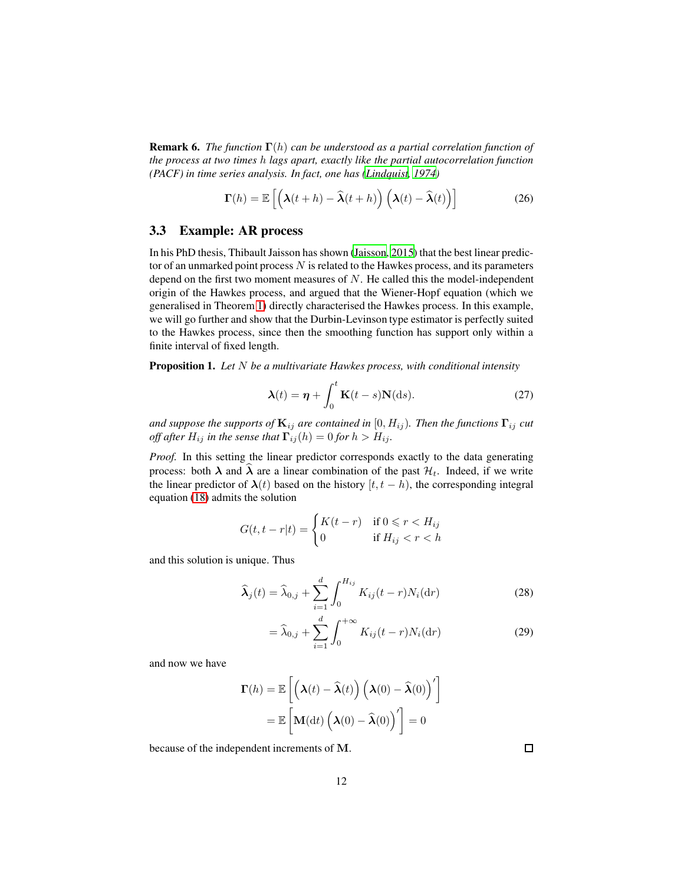**Remark 6.** *The function $\mathbf{\Gamma}(h)$ can be understood as a partial correlation function of the process at two times $h$ lags apart, exactly like the partial autocorrelation function (PACF) in time series analysis. In fact, one has (Lindquist, 1974)*

$$\mathbf{\Gamma}(h) = \mathbb{E}\left[\left(\boldsymbol{\lambda}(t+h) - \widehat{\boldsymbol{\lambda}}(t+h)\right)\left(\boldsymbol{\lambda}(t) - \widehat{\boldsymbol{\lambda}}(t)\right)\right] \tag{26}$$

## 3.3 Example: AR process

In his PhD thesis, Thibault Jaisson has shown (Jaisson, 2015) that the best linear predictor of an unmarked point process $N$ is related to the Hawkes process, and its parameters depend on the first two moment measures of $N$. He called this the model-independent origin of the Hawkes process, and argued that the Wiener-Hopf equation (which we generalised in Theorem 1) directly characterised the Hawkes process. In this example, we will go further and show that the Durbin-Levinson type estimator is perfectly suited to the Hawkes process, since then the smoothing function has support only within a finite interval of fixed length.

**Proposition 1.** *Let $N$ be a multivariate Hawkes process, with conditional intensity*

$$\boldsymbol{\lambda}(t) = \boldsymbol{\eta} + \int_0^t \mathbf{K}(t-s)\mathbf{N}(\mathrm{d}s). \tag{27}$$

*and suppose the supports of $\mathbf{K}_{ij}$ are contained in $[0, H_{ij})$. Then the functions $\mathbf{\Gamma}_{ij}$ cut off after $H_{ij}$ in the sense that $\mathbf{\Gamma}_{ij}(h) = 0$ for $h > H_{ij}$.*

*Proof.* In this setting the linear predictor corresponds exactly to the data generating process: both $\boldsymbol{\lambda}$ and $\widehat{\boldsymbol{\lambda}}$ are a linear combination of the past $\mathcal{H}_t$. Indeed, if we write the linear predictor of $\boldsymbol{\lambda}(t)$ based on the history $[t, t-h)$, the corresponding integral equation (18) admits the solution

$$G(t, t-r|t) = \begin{cases} K(t-r) & \text{if } 0 \leqslant r < H_{ij} \\ 0 & \text{if } H_{ij} < r < h \end{cases}$$

and this solution is unique. Thus

$$\widehat{\boldsymbol{\lambda}}_j(t) = \widehat{\lambda}_{0,j} + \sum_{i=1}^{d} \int_0^{H_{ij}} K_{ij}(t-r)N_i(\mathrm{d}r) \tag{28}$$

$$= \widehat{\lambda}_{0,j} + \sum_{i=1}^{d} \int_0^{+\infty} K_{ij}(t-r)N_i(\mathrm{d}r) \tag{29}$$

and now we have

$$\begin{aligned}
\mathbf{\Gamma}(h) &= \mathbb{E}\left[\left(\boldsymbol{\lambda}(t) - \widehat{\boldsymbol{\lambda}}(t)\right)\left(\boldsymbol{\lambda}(0) - \widehat{\boldsymbol{\lambda}}(0)\right)'\right] \\
&= \mathbb{E}\left[\mathbf{M}(\mathrm{d}t)\left(\boldsymbol{\lambda}(0) - \widehat{\boldsymbol{\lambda}}(0)\right)'\right] = 0
\end{aligned}$$

because of the independent increments of $\mathbf{M}$. ∎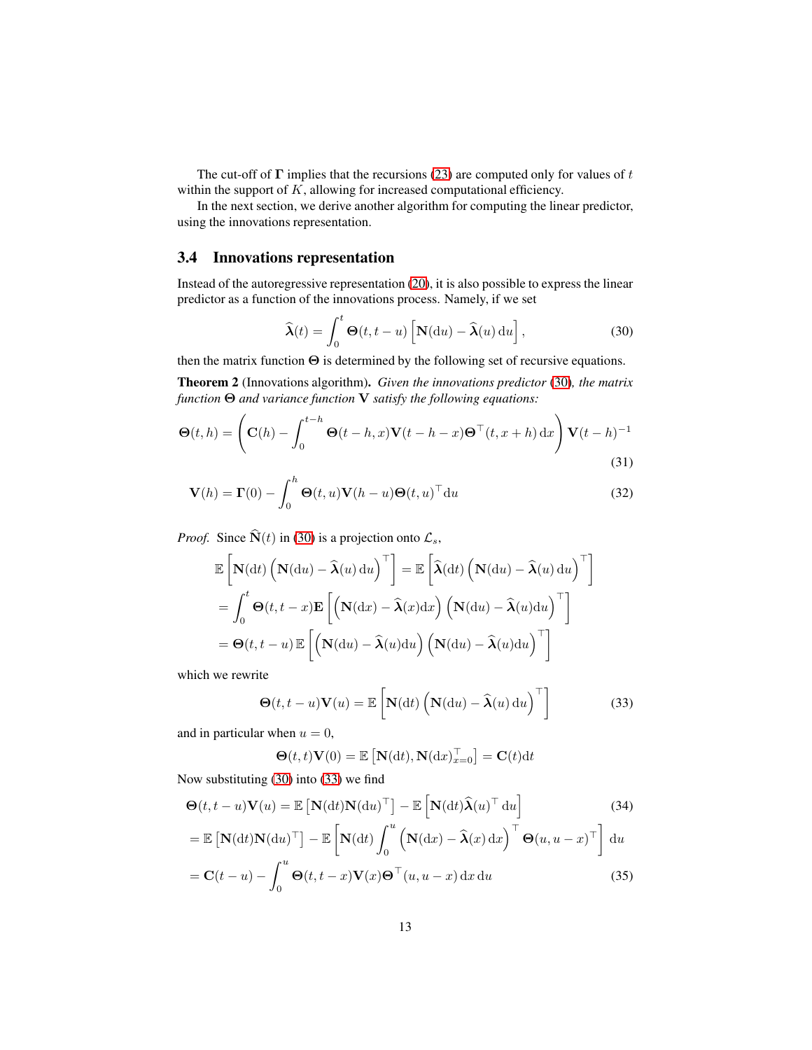The cut-off of $\mathbf{\Gamma}$ implies that the recursions (23) are computed only for values of $t$ within the support of $K$, allowing for increased computational efficiency.

In the next section, we derive another algorithm for computing the linear predictor, using the innovations representation.

### 3.4 Innovations representation

Instead of the autoregressive representation (20), it is also possible to express the linear predictor as a function of the innovations process. Namely, if we set

$$\widehat{\boldsymbol{\lambda}}(t) = \int_0^t \mathbf{\Theta}(t, t-u) \left[ \mathbf{N}(\mathrm{d}u) - \widehat{\boldsymbol{\lambda}}(u)\,\mathrm{d}u \right], \tag{30}$$

then the matrix function $\mathbf{\Theta}$ is determined by the following set of recursive equations.

**Theorem 2** (Innovations algorithm)**.** *Given the innovations predictor (30), the matrix function $\mathbf{\Theta}$ and variance function $\mathbf{V}$ satisfy the following equations:*

$$\mathbf{\Theta}(t,h) = \left( \mathbf{C}(h) - \int_0^{t-h} \mathbf{\Theta}(t-h, x)\mathbf{V}(t-h-x)\mathbf{\Theta}^\top(t, x+h)\,\mathrm{d}x \right) \mathbf{V}(t-h)^{-1} \tag{31}$$

$$\mathbf{V}(h) = \mathbf{\Gamma}(0) - \int_0^h \mathbf{\Theta}(t,u)\mathbf{V}(h-u)\mathbf{\Theta}(t,u)^\top \mathrm{d}u \tag{32}$$

*Proof.* Since $\widehat{\mathbf{N}}(t)$ in (30) is a projection onto $\mathcal{L}_s$,

$$\begin{aligned}
\mathbb{E}\left[ \mathbf{N}(\mathrm{d}t) \left( \mathbf{N}(\mathrm{d}u) - \widehat{\boldsymbol{\lambda}}(u)\,\mathrm{d}u \right)^\top \right] &= \mathbb{E}\left[ \widehat{\boldsymbol{\lambda}}(\mathrm{d}t) \left( \mathbf{N}(\mathrm{d}u) - \widehat{\boldsymbol{\lambda}}(u)\,\mathrm{d}u \right)^\top \right] \\
&= \int_0^t \mathbf{\Theta}(t, t-x)\mathbf{E}\left[ \left( \mathbf{N}(\mathrm{d}x) - \widehat{\boldsymbol{\lambda}}(x)\mathrm{d}x \right) \left( \mathbf{N}(\mathrm{d}u) - \widehat{\boldsymbol{\lambda}}(u)\mathrm{d}u \right)^\top \right] \\
&= \mathbf{\Theta}(t, t-u)\,\mathbb{E}\left[ \left( \mathbf{N}(\mathrm{d}u) - \widehat{\boldsymbol{\lambda}}(u)\mathrm{d}u \right) \left( \mathbf{N}(\mathrm{d}u) - \widehat{\boldsymbol{\lambda}}(u)\mathrm{d}u \right)^\top \right]
\end{aligned}$$

which we rewrite

$$\mathbf{\Theta}(t, t-u)\mathbf{V}(u) = \mathbb{E}\left[ \mathbf{N}(\mathrm{d}t) \left( \mathbf{N}(\mathrm{d}u) - \widehat{\boldsymbol{\lambda}}(u)\,\mathrm{d}u \right)^\top \right] \tag{33}$$

and in particular when $u = 0$,

$$\mathbf{\Theta}(t,t)\mathbf{V}(0) = \mathbb{E}\left[ \mathbf{N}(\mathrm{d}t), \mathbf{N}(\mathrm{d}x)^\top_{x=0} \right] = \mathbf{C}(t)\mathrm{d}t$$

Now substituting (30) into (33) we find

$$\begin{aligned}
\mathbf{\Theta}(t, t-u)\mathbf{V}(u) &= \mathbb{E}\left[ \mathbf{N}(\mathrm{d}t)\mathbf{N}(\mathrm{d}u)^\top \right] - \mathbb{E}\left[ \mathbf{N}(\mathrm{d}t)\widehat{\boldsymbol{\lambda}}(u)^\top\,\mathrm{d}u \right] \qquad (34) \\
&= \mathbb{E}\left[ \mathbf{N}(\mathrm{d}t)\mathbf{N}(\mathrm{d}u)^\top \right] - \mathbb{E}\left[ \mathbf{N}(\mathrm{d}t) \int_0^u \left( \mathbf{N}(\mathrm{d}x) - \widehat{\boldsymbol{\lambda}}(x)\,\mathrm{d}x \right)^\top \mathbf{\Theta}(u, u-x)^\top \right] \mathrm{d}u \\
&= \mathbf{C}(t-u) - \int_0^u \mathbf{\Theta}(t, t-x)\mathbf{V}(x)\mathbf{\Theta}^\top(u, u-x)\,\mathrm{d}x\,\mathrm{d}u \qquad (35)
\end{aligned}$$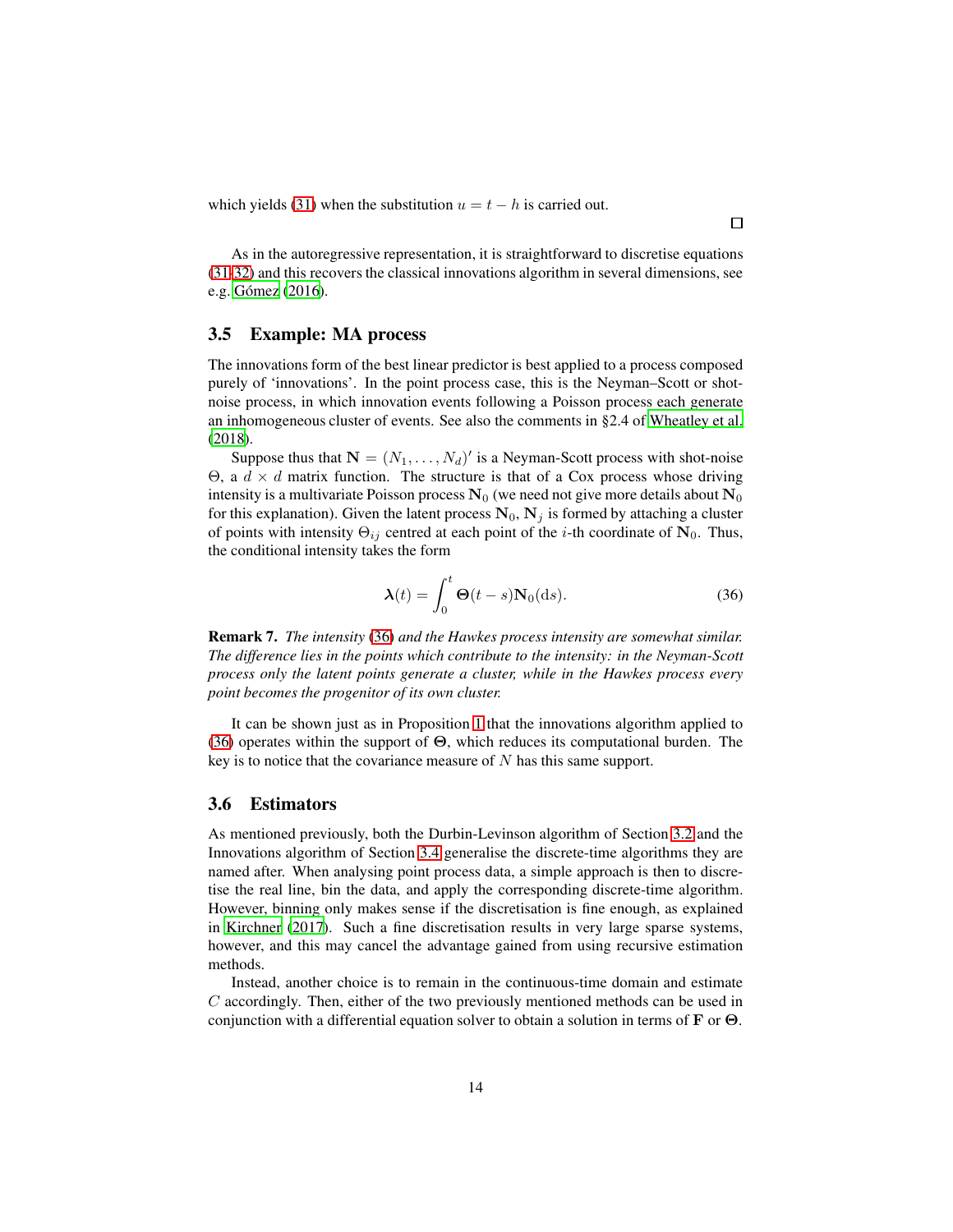which yields (31) when the substitution $u = t - h$ is carried out.

□

As in the autoregressive representation, it is straightforward to discretise equations (31-32) and this recovers the classical innovations algorithm in several dimensions, see e.g. Gómez (2016).

### 3.5 Example: MA process

The innovations form of the best linear predictor is best applied to a process composed purely of 'innovations'. In the point process case, this is the Neyman–Scott or shot-noise process, in which innovation events following a Poisson process each generate an inhomogeneous cluster of events. See also the comments in §2.4 of Wheatley et al. (2018).

Suppose thus that $\mathbf{N} = (N_1, \ldots, N_d)'$ is a Neyman-Scott process with shot-noise $\Theta$, a $d \times d$ matrix function. The structure is that of a Cox process whose driving intensity is a multivariate Poisson process $\mathbf{N}_0$ (we need not give more details about $\mathbf{N}_0$ for this explanation). Given the latent process $\mathbf{N}_0$, $\mathbf{N}_j$ is formed by attaching a cluster of points with intensity $\Theta_{ij}$ centred at each point of the $i$-th coordinate of $\mathbf{N}_0$. Thus, the conditional intensity takes the form

$$\boldsymbol{\lambda}(t) = \int_0^t \boldsymbol{\Theta}(t-s)\mathbf{N}_0(\mathrm{d}s). \tag{36}$$

**Remark 7.** *The intensity (36) and the Hawkes process intensity are somewhat similar. The difference lies in the points which contribute to the intensity: in the Neyman-Scott process only the latent points generate a cluster, while in the Hawkes process every point becomes the progenitor of its own cluster.*

It can be shown just as in Proposition 1 that the innovations algorithm applied to (36) operates within the support of $\boldsymbol{\Theta}$, which reduces its computational burden. The key is to notice that the covariance measure of $N$ has this same support.

### 3.6 Estimators

As mentioned previously, both the Durbin-Levinson algorithm of Section 3.2 and the Innovations algorithm of Section 3.4 generalise the discrete-time algorithms they are named after. When analysing point process data, a simple approach is then to discretise the real line, bin the data, and apply the corresponding discrete-time algorithm. However, binning only makes sense if the discretisation is fine enough, as explained in Kirchner (2017). Such a fine discretisation results in very large sparse systems, however, and this may cancel the advantage gained from using recursive estimation methods.

Instead, another choice is to remain in the continuous-time domain and estimate $C$ accordingly. Then, either of the two previously mentioned methods can be used in conjunction with a differential equation solver to obtain a solution in terms of $\mathbf{F}$ or $\boldsymbol{\Theta}$.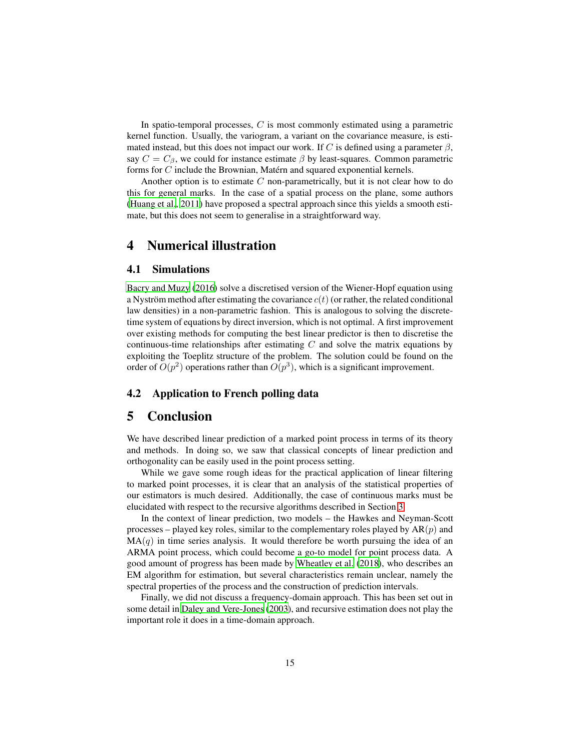In spatio-temporal processes, $C$ is most commonly estimated using a parametric kernel function. Usually, the variogram, a variant on the covariance measure, is estimated instead, but this does not impact our work. If $C$ is defined using a parameter $\beta$, say $C = C_\beta$, we could for instance estimate $\beta$ by least-squares. Common parametric forms for $C$ include the Brownian, Matérn and squared exponential kernels.

Another option is to estimate $C$ non-parametrically, but it is not clear how to do this for general marks. In the case of a spatial process on the plane, some authors (Huang et al., 2011) have proposed a spectral approach since this yields a smooth estimate, but this does not seem to generalise in a straightforward way.

# 4 Numerical illustration

## 4.1 Simulations

Bacry and Muzy (2016) solve a discretised version of the Wiener-Hopf equation using a Nyström method after estimating the covariance $c(t)$ (or rather, the related conditional law densities) in a non-parametric fashion. This is analogous to solving the discrete-time system of equations by direct inversion, which is not optimal. A first improvement over existing methods for computing the best linear predictor is then to discretise the continuous-time relationships after estimating $C$ and solve the matrix equations by exploiting the Toeplitz structure of the problem. The solution could be found on the order of $O(p^2)$ operations rather than $O(p^3)$, which is a significant improvement.

## 4.2 Application to French polling data

# 5 Conclusion

We have described linear prediction of a marked point process in terms of its theory and methods. In doing so, we saw that classical concepts of linear prediction and orthogonality can be easily used in the point process setting.

While we gave some rough ideas for the practical application of linear filtering to marked point processes, it is clear that an analysis of the statistical properties of our estimators is much desired. Additionally, the case of continuous marks must be elucidated with respect to the recursive algorithms described in Section 3.

In the context of linear prediction, two models – the Hawkes and Neyman-Scott processes – played key roles, similar to the complementary roles played by AR($p$) and MA($q$) in time series analysis. It would therefore be worth pursuing the idea of an ARMA point process, which could become a go-to model for point process data. A good amount of progress has been made by Wheatley et al. (2018), who describes an EM algorithm for estimation, but several characteristics remain unclear, namely the spectral properties of the process and the construction of prediction intervals.

Finally, we did not discuss a frequency-domain approach. This has been set out in some detail in Daley and Vere-Jones (2003), and recursive estimation does not play the important role it does in a time-domain approach.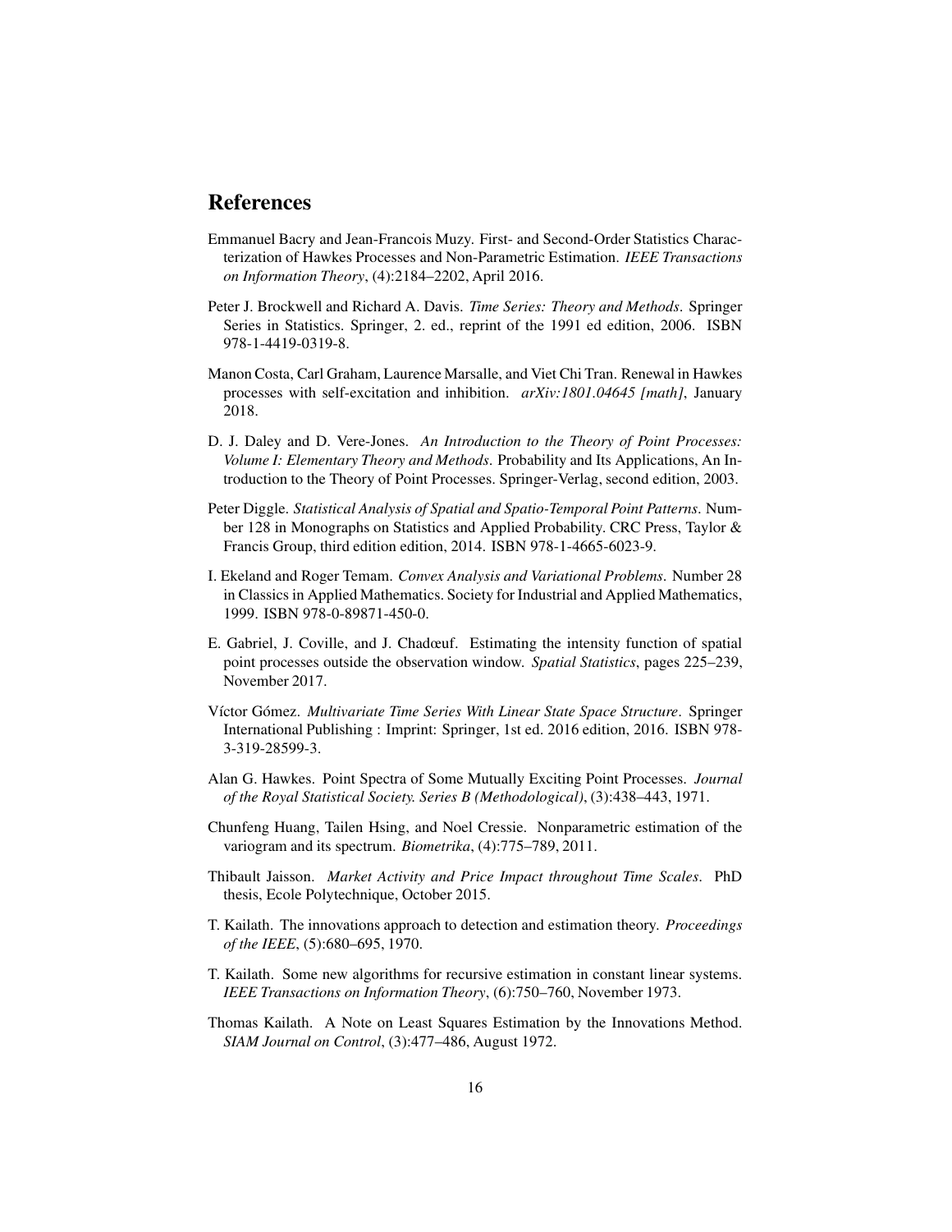# References

Emmanuel Bacry and Jean-Francois Muzy. First- and Second-Order Statistics Characterization of Hawkes Processes and Non-Parametric Estimation. *IEEE Transactions on Information Theory*, (4):2184–2202, April 2016.

Peter J. Brockwell and Richard A. Davis. *Time Series: Theory and Methods*. Springer Series in Statistics. Springer, 2. ed., reprint of the 1991 ed edition, 2006. ISBN 978-1-4419-0319-8.

Manon Costa, Carl Graham, Laurence Marsalle, and Viet Chi Tran. Renewal in Hawkes processes with self-excitation and inhibition. *arXiv:1801.04645 [math]*, January 2018.

D. J. Daley and D. Vere-Jones. *An Introduction to the Theory of Point Processes: Volume I: Elementary Theory and Methods*. Probability and Its Applications, An Introduction to the Theory of Point Processes. Springer-Verlag, second edition, 2003.

Peter Diggle. *Statistical Analysis of Spatial and Spatio-Temporal Point Patterns*. Number 128 in Monographs on Statistics and Applied Probability. CRC Press, Taylor & Francis Group, third edition edition, 2014. ISBN 978-1-4665-6023-9.

I. Ekeland and Roger Temam. *Convex Analysis and Variational Problems*. Number 28 in Classics in Applied Mathematics. Society for Industrial and Applied Mathematics, 1999. ISBN 978-0-89871-450-0.

E. Gabriel, J. Coville, and J. Chadœuf. Estimating the intensity function of spatial point processes outside the observation window. *Spatial Statistics*, pages 225–239, November 2017.

Víctor Gómez. *Multivariate Time Series With Linear State Space Structure*. Springer International Publishing : Imprint: Springer, 1st ed. 2016 edition, 2016. ISBN 978-3-319-28599-3.

Alan G. Hawkes. Point Spectra of Some Mutually Exciting Point Processes. *Journal of the Royal Statistical Society. Series B (Methodological)*, (3):438–443, 1971.

Chunfeng Huang, Tailen Hsing, and Noel Cressie. Nonparametric estimation of the variogram and its spectrum. *Biometrika*, (4):775–789, 2011.

Thibault Jaisson. *Market Activity and Price Impact throughout Time Scales*. PhD thesis, Ecole Polytechnique, October 2015.

T. Kailath. The innovations approach to detection and estimation theory. *Proceedings of the IEEE*, (5):680–695, 1970.

T. Kailath. Some new algorithms for recursive estimation in constant linear systems. *IEEE Transactions on Information Theory*, (6):750–760, November 1973.

Thomas Kailath. A Note on Least Squares Estimation by the Innovations Method. *SIAM Journal on Control*, (3):477–486, August 1972.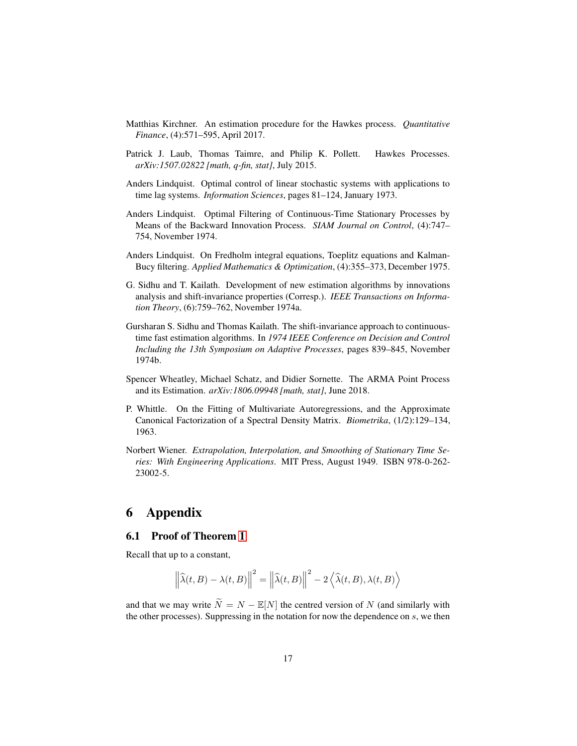Matthias Kirchner. An estimation procedure for the Hawkes process. *Quantitative Finance*, (4):571–595, April 2017.

Patrick J. Laub, Thomas Taimre, and Philip K. Pollett. Hawkes Processes. *arXiv:1507.02822 [math, q-fin, stat]*, July 2015.

Anders Lindquist. Optimal control of linear stochastic systems with applications to time lag systems. *Information Sciences*, pages 81–124, January 1973.

Anders Lindquist. Optimal Filtering of Continuous-Time Stationary Processes by Means of the Backward Innovation Process. *SIAM Journal on Control*, (4):747–754, November 1974.

Anders Lindquist. On Fredholm integral equations, Toeplitz equations and Kalman-Bucy filtering. *Applied Mathematics & Optimization*, (4):355–373, December 1975.

G. Sidhu and T. Kailath. Development of new estimation algorithms by innovations analysis and shift-invariance properties (Corresp.). *IEEE Transactions on Information Theory*, (6):759–762, November 1974a.

Gursharan S. Sidhu and Thomas Kailath. The shift-invariance approach to continuous-time fast estimation algorithms. In *1974 IEEE Conference on Decision and Control Including the 13th Symposium on Adaptive Processes*, pages 839–845, November 1974b.

Spencer Wheatley, Michael Schatz, and Didier Sornette. The ARMA Point Process and its Estimation. *arXiv:1806.09948 [math, stat]*, June 2018.

P. Whittle. On the Fitting of Multivariate Autoregressions, and the Approximate Canonical Factorization of a Spectral Density Matrix. *Biometrika*, (1/2):129–134, 1963.

Norbert Wiener. *Extrapolation, Interpolation, and Smoothing of Stationary Time Series: With Engineering Applications*. MIT Press, August 1949. ISBN 978-0-262-23002-5.

# 6 Appendix

## 6.1 Proof of Theorem 1

Recall that up to a constant,

$$\left\|\widehat{\lambda}(t,B) - \lambda(t,B)\right\|^2 = \left\|\widehat{\lambda}(t,B)\right\|^2 - 2\left\langle \widehat{\lambda}(t,B), \lambda(t,B)\right\rangle$$

and that we may write $\widetilde{N} = N - \mathbb{E}[N]$ the centred version of $N$ (and similarly with the other processes). Suppressing in the notation for now the dependence on $s$, we then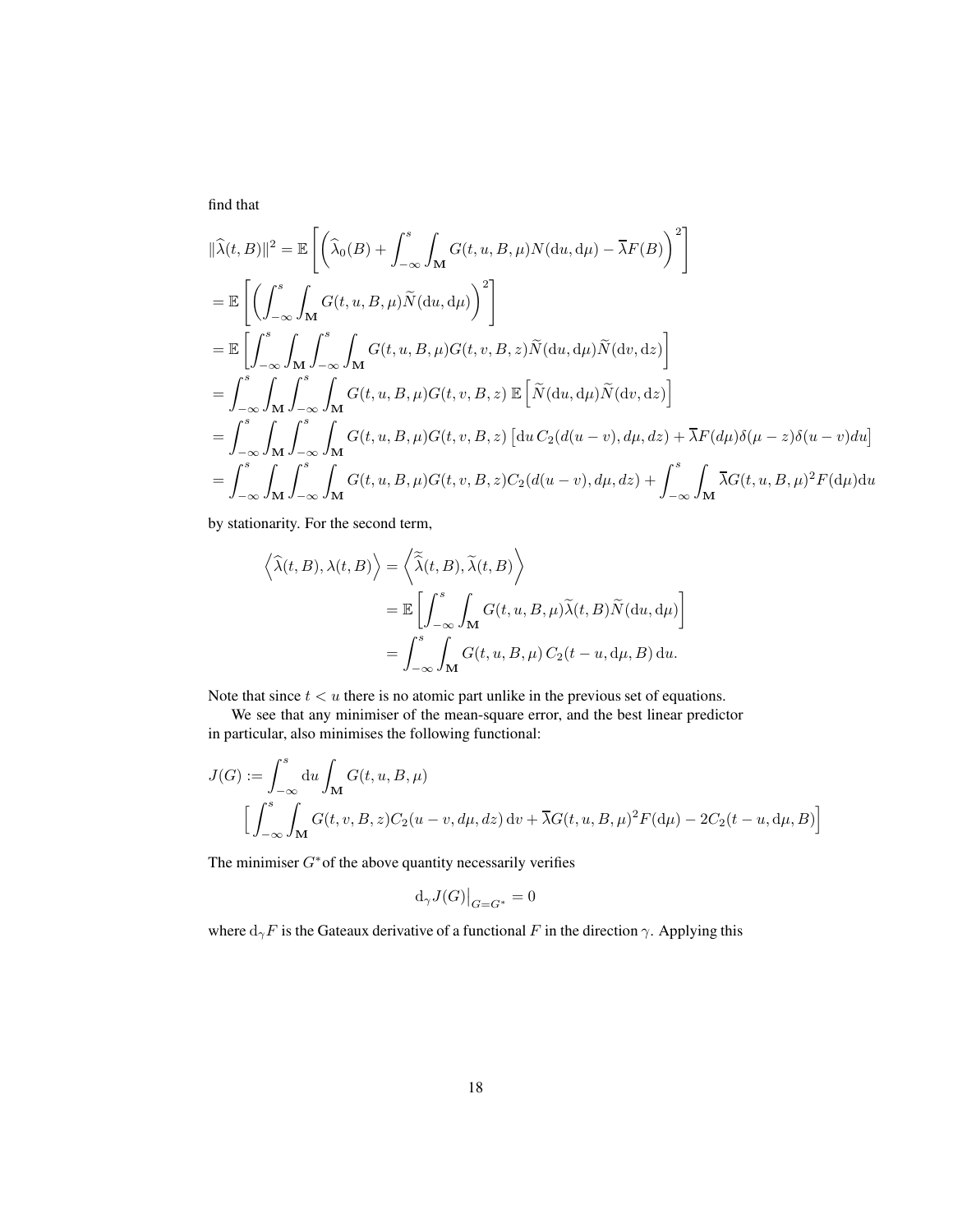find that

$$
\begin{aligned}
\|\widehat{\lambda}(t,B)\|^2 &= \mathbb{E}\left[\left(\widehat{\lambda}_0(B) + \int_{-\infty}^{s}\int_{\mathbf{M}} G(t,u,B,\mu)N(\mathrm{d}u,\mathrm{d}\mu) - \overline{\lambda}F(B)\right)^2\right] \\
&= \mathbb{E}\left[\left(\int_{-\infty}^{s}\int_{\mathbf{M}} G(t,u,B,\mu)\widetilde{N}(\mathrm{d}u,\mathrm{d}\mu)\right)^2\right] \\
&= \mathbb{E}\left[\int_{-\infty}^{s}\int_{\mathbf{M}}\int_{-\infty}^{s}\int_{\mathbf{M}} G(t,u,B,\mu)G(t,v,B,z)\widetilde{N}(\mathrm{d}u,\mathrm{d}\mu)\widetilde{N}(\mathrm{d}v,\mathrm{d}z)\right] \\
&= \int_{-\infty}^{s}\int_{\mathbf{M}}\int_{-\infty}^{s}\int_{\mathbf{M}} G(t,u,B,\mu)G(t,v,B,z)\,\mathbb{E}\left[\widetilde{N}(\mathrm{d}u,\mathrm{d}\mu)\widetilde{N}(\mathrm{d}v,\mathrm{d}z)\right] \\
&= \int_{-\infty}^{s}\int_{\mathbf{M}}\int_{-\infty}^{s}\int_{\mathbf{M}} G(t,u,B,\mu)G(t,v,B,z)\left[\mathrm{d}u\, C_2(d(u-v),d\mu,dz) + \overline{\lambda}F(d\mu)\delta(\mu-z)\delta(u-v)du\right] \\
&= \int_{-\infty}^{s}\int_{\mathbf{M}}\int_{-\infty}^{s}\int_{\mathbf{M}} G(t,u,B,\mu)G(t,v,B,z)C_2(d(u-v),d\mu,dz) + \int_{-\infty}^{s}\int_{\mathbf{M}} \overline{\lambda}G(t,u,B,\mu)^2F(\mathrm{d}\mu)\mathrm{d}u
\end{aligned}
$$

by stationarity. For the second term,

$$
\begin{aligned}
\left\langle \widehat{\lambda}(t,B), \lambda(t,B)\right\rangle &= \left\langle \widetilde{\widehat{\lambda}}(t,B), \widetilde{\lambda}(t,B)\right\rangle \\
&= \mathbb{E}\left[\int_{-\infty}^{s}\int_{\mathbf{M}} G(t,u,B,\mu)\widetilde{\lambda}(t,B)\widetilde{N}(\mathrm{d}u,\mathrm{d}\mu)\right] \\
&= \int_{-\infty}^{s}\int_{\mathbf{M}} G(t,u,B,\mu)\, C_2(t-u,\mathrm{d}\mu,B)\,\mathrm{d}u.
\end{aligned}
$$

Note that since $t < u$ there is no atomic part unlike in the previous set of equations.

We see that any minimiser of the mean-square error, and the best linear predictor in particular, also minimises the following functional:

$$
\begin{aligned}
J(G) := &\int_{-\infty}^{s}\mathrm{d}u\int_{\mathbf{M}} G(t,u,B,\mu) \\
&\Big[\int_{-\infty}^{s}\int_{\mathbf{M}} G(t,v,B,z)C_2(u-v,d\mu,dz)\,\mathrm{d}v + \overline{\lambda}G(t,u,B,\mu)^2F(\mathrm{d}\mu) - 2C_2(t-u,\mathrm{d}\mu,B)\Big]
\end{aligned}
$$

The minimiser $G^*$ of the above quantity necessarily verifies

$$
\mathrm{d}_\gamma J(G)\big|_{G=G^*} = 0
$$

where $\mathrm{d}_\gamma F$ is the Gateaux derivative of a functional $F$ in the direction $\gamma$. Applying this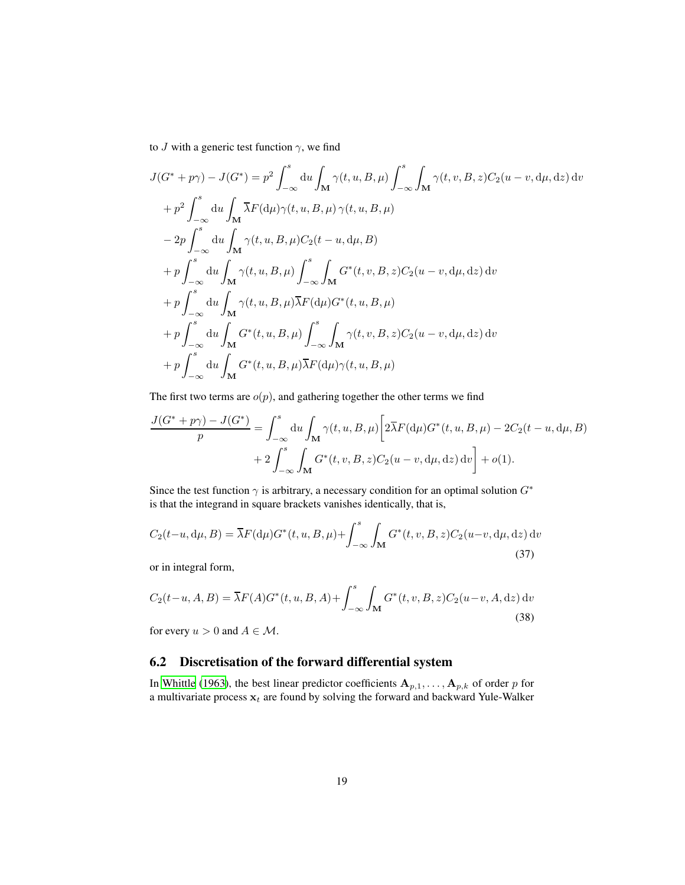to $J$ with a generic test function $\gamma$, we find

$$
\begin{aligned}
J(G^*+p\gamma)-J(G^*) &= p^2\int_{-\infty}^{s}\mathrm{d}u\int_{\mathbf{M}}\gamma(t,u,B,\mu)\int_{-\infty}^{s}\int_{\mathbf{M}}\gamma(t,v,B,z)C_2(u-v,\mathrm{d}\mu,\mathrm{d}z)\,\mathrm{d}v\\
&+p^2\int_{-\infty}^{s}\mathrm{d}u\int_{\mathbf{M}}\overline{\lambda}F(\mathrm{d}\mu)\gamma(t,u,B,\mu)\,\gamma(t,u,B,\mu)\\
&-2p\int_{-\infty}^{s}\mathrm{d}u\int_{\mathbf{M}}\gamma(t,u,B,\mu)C_2(t-u,\mathrm{d}\mu,B)\\
&+p\int_{-\infty}^{s}\mathrm{d}u\int_{\mathbf{M}}\gamma(t,u,B,\mu)\int_{-\infty}^{s}\int_{\mathbf{M}}G^*(t,v,B,z)C_2(u-v,\mathrm{d}\mu,\mathrm{d}z)\,\mathrm{d}v\\
&+p\int_{-\infty}^{s}\mathrm{d}u\int_{\mathbf{M}}\gamma(t,u,B,\mu)\overline{\lambda}F(\mathrm{d}\mu)G^*(t,u,B,\mu)\\
&+p\int_{-\infty}^{s}\mathrm{d}u\int_{\mathbf{M}}G^*(t,u,B,\mu)\int_{-\infty}^{s}\int_{\mathbf{M}}\gamma(t,v,B,z)C_2(u-v,\mathrm{d}\mu,\mathrm{d}z)\,\mathrm{d}v\\
&+p\int_{-\infty}^{s}\mathrm{d}u\int_{\mathbf{M}}G^*(t,u,B,\mu)\overline{\lambda}F(\mathrm{d}\mu)\gamma(t,u,B,\mu)
\end{aligned}
$$

The first two terms are $o(p)$, and gathering together the other terms we find

$$
\begin{aligned}
\frac{J(G^*+p\gamma)-J(G^*)}{p} &= \int_{-\infty}^{s}\mathrm{d}u\int_{\mathbf{M}}\gamma(t,u,B,\mu)\bigg[2\overline{\lambda}F(\mathrm{d}\mu)G^*(t,u,B,\mu)-2C_2(t-u,\mathrm{d}\mu,B)\\
&\quad+2\int_{-\infty}^{s}\int_{\mathbf{M}}G^*(t,v,B,z)C_2(u-v,\mathrm{d}\mu,\mathrm{d}z)\,\mathrm{d}v\bigg]+o(1).
\end{aligned}
$$

Since the test function $\gamma$ is arbitrary, a necessary condition for an optimal solution $G^*$ is that the integrand in square brackets vanishes identically, that is,

$$
C_2(t-u,\mathrm{d}\mu,B)=\overline{\lambda}F(\mathrm{d}\mu)G^*(t,u,B,\mu)+\int_{-\infty}^{s}\int_{\mathbf{M}}G^*(t,v,B,z)C_2(u-v,\mathrm{d}\mu,\mathrm{d}z)\,\mathrm{d}v \tag{37}
$$

or in integral form,

$$
C_2(t-u,A,B)=\overline{\lambda}F(A)G^*(t,u,B,A)+\int_{-\infty}^{s}\int_{\mathbf{M}}G^*(t,v,B,z)C_2(u-v,A,\mathrm{d}z)\,\mathrm{d}v \tag{38}
$$

for every $u>0$ and $A\in\mathcal{M}$.

## 6.2 Discretisation of the forward differential system

In Whittle (1963), the best linear predictor coefficients $\mathbf{A}_{p,1},\ldots,\mathbf{A}_{p,k}$ of order $p$ for a multivariate process $\mathbf{x}_t$ are found by solving the forward and backward Yule-Walker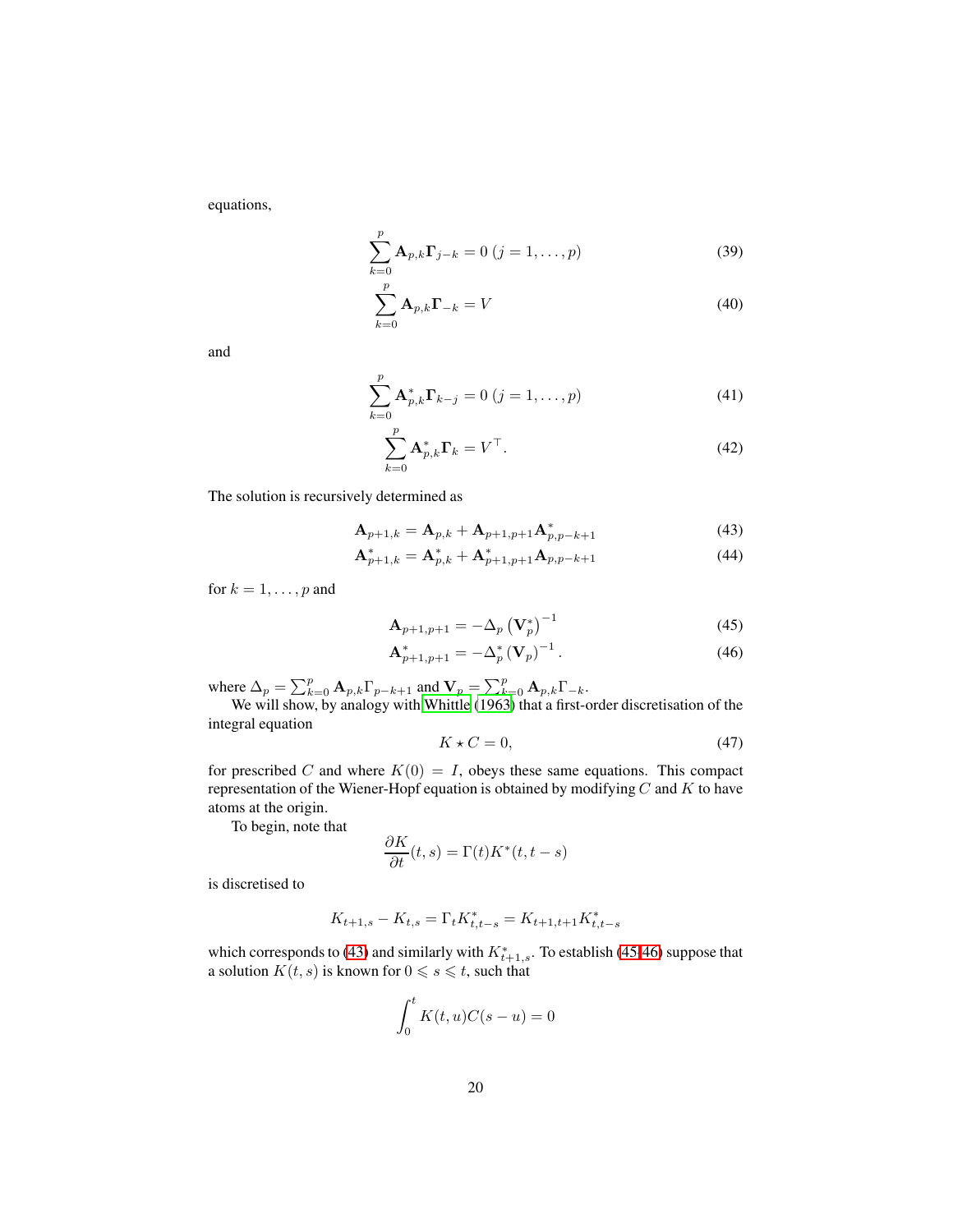equations,

$$\sum_{k=0}^{p} \mathbf{A}_{p,k}\mathbf{\Gamma}_{j-k} = 0 \; (j = 1, \ldots, p) \tag{39}$$

$$\sum_{k=0}^{p} \mathbf{A}_{p,k}\mathbf{\Gamma}_{-k} = V \tag{40}$$

and

$$\sum_{k=0}^{p} \mathbf{A}^*_{p,k}\mathbf{\Gamma}_{k-j} = 0 \; (j = 1, \ldots, p) \tag{41}$$

$$\sum_{k=0}^{p} \mathbf{A}^*_{p,k}\mathbf{\Gamma}_{k} = V^\top. \tag{42}$$

The solution is recursively determined as

$$\mathbf{A}_{p+1,k} = \mathbf{A}_{p,k} + \mathbf{A}_{p+1,p+1}\mathbf{A}^*_{p,p-k+1} \tag{43}$$

$$\mathbf{A}^*_{p+1,k} = \mathbf{A}^*_{p,k} + \mathbf{A}^*_{p+1,p+1}\mathbf{A}_{p,p-k+1} \tag{44}$$

for $k = 1, \ldots, p$ and

$$\mathbf{A}_{p+1,p+1} = -\Delta_p \left(\mathbf{V}^*_p\right)^{-1} \tag{45}$$

$$\mathbf{A}^*_{p+1,p+1} = -\Delta^*_p \left(\mathbf{V}_p\right)^{-1}. \tag{46}$$

where $\Delta_p = \sum_{k=0}^{p} \mathbf{A}_{p,k}\Gamma_{p-k+1}$ and $\mathbf{V}_p = \sum_{k=0}^{p} \mathbf{A}_{p,k}\Gamma_{-k}$.

We will show, by analogy with Whittle (1963) that a first-order discretisation of the integral equation

$$K \star C = 0, \tag{47}$$

for prescribed $C$ and where $K(0) = I$, obeys these same equations. This compact representation of the Wiener-Hopf equation is obtained by modifying $C$ and $K$ to have atoms at the origin.

To begin, note that

$$\frac{\partial K}{\partial t}(t, s) = \Gamma(t)K^*(t, t-s)$$

is discretised to

$$K_{t+1,s} - K_{t,s} = \Gamma_t K^*_{t,t-s} = K_{t+1,t+1}K^*_{t,t-s}$$

which corresponds to (43) and similarly with $K^*_{t+1,s}$. To establish (45,46) suppose that a solution $K(t, s)$ is known for $0 \leqslant s \leqslant t$, such that

$$\int_0^t K(t, u)C(s-u) = 0$$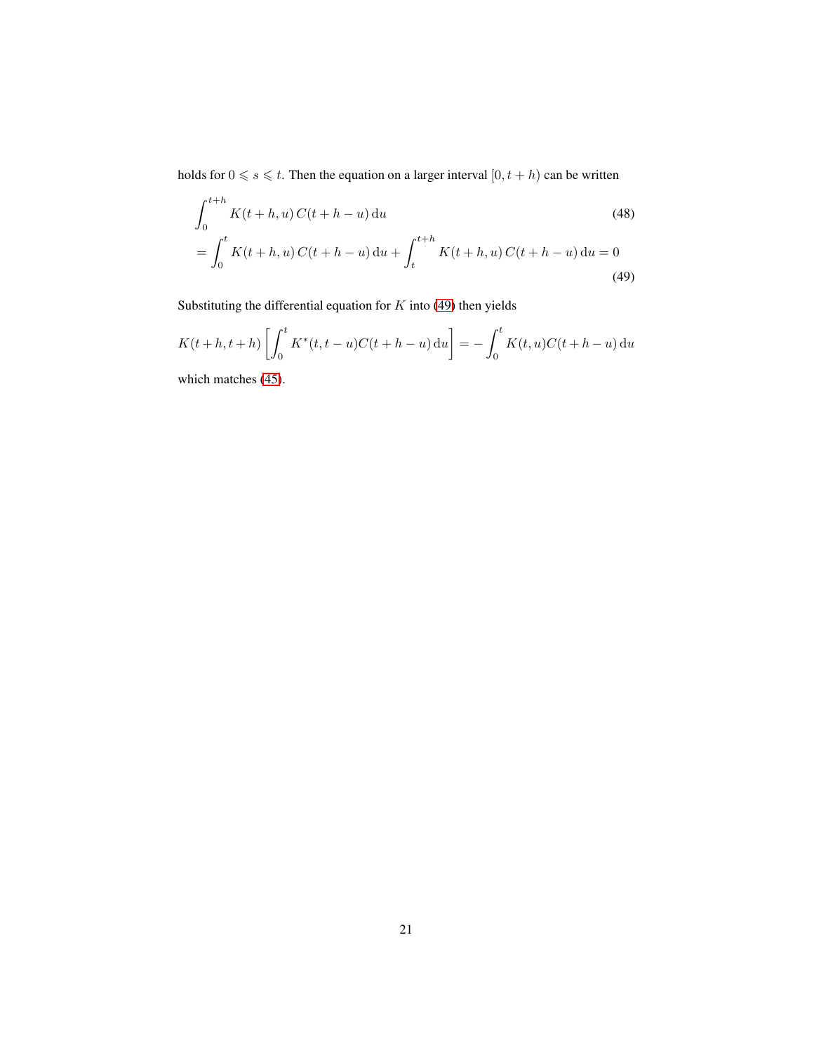holds for $0 \leqslant s \leqslant t$. Then the equation on a larger interval $[0, t+h)$ can be written

$$\int_0^{t+h} K(t+h, u)\, C(t+h-u)\,\mathrm{d}u \tag{48}$$

$$= \int_0^{t} K(t+h, u)\, C(t+h-u)\,\mathrm{d}u + \int_t^{t+h} K(t+h, u)\, C(t+h-u)\,\mathrm{d}u = 0 \tag{49}$$

Substituting the differential equation for $K$ into (49) then yields

$$K(t+h, t+h)\left[\int_0^t K^*(t, t-u) C(t+h-u)\,\mathrm{d}u\right] = -\int_0^t K(t, u) C(t+h-u)\,\mathrm{d}u$$

which matches (45).